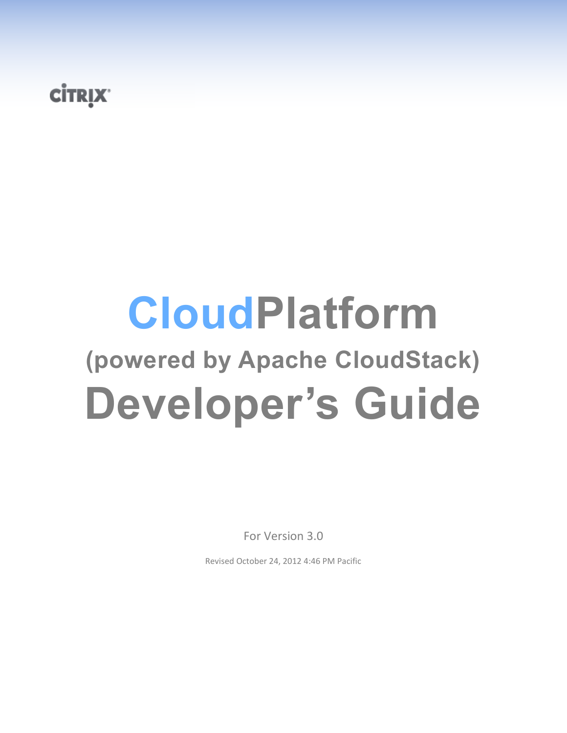CITRIX

# CloudPlatform

## (powered by Apache CloudStack)

# Developer's Guide

For Version 3.0

Revised October 24, 2012 4:46 PM Pacific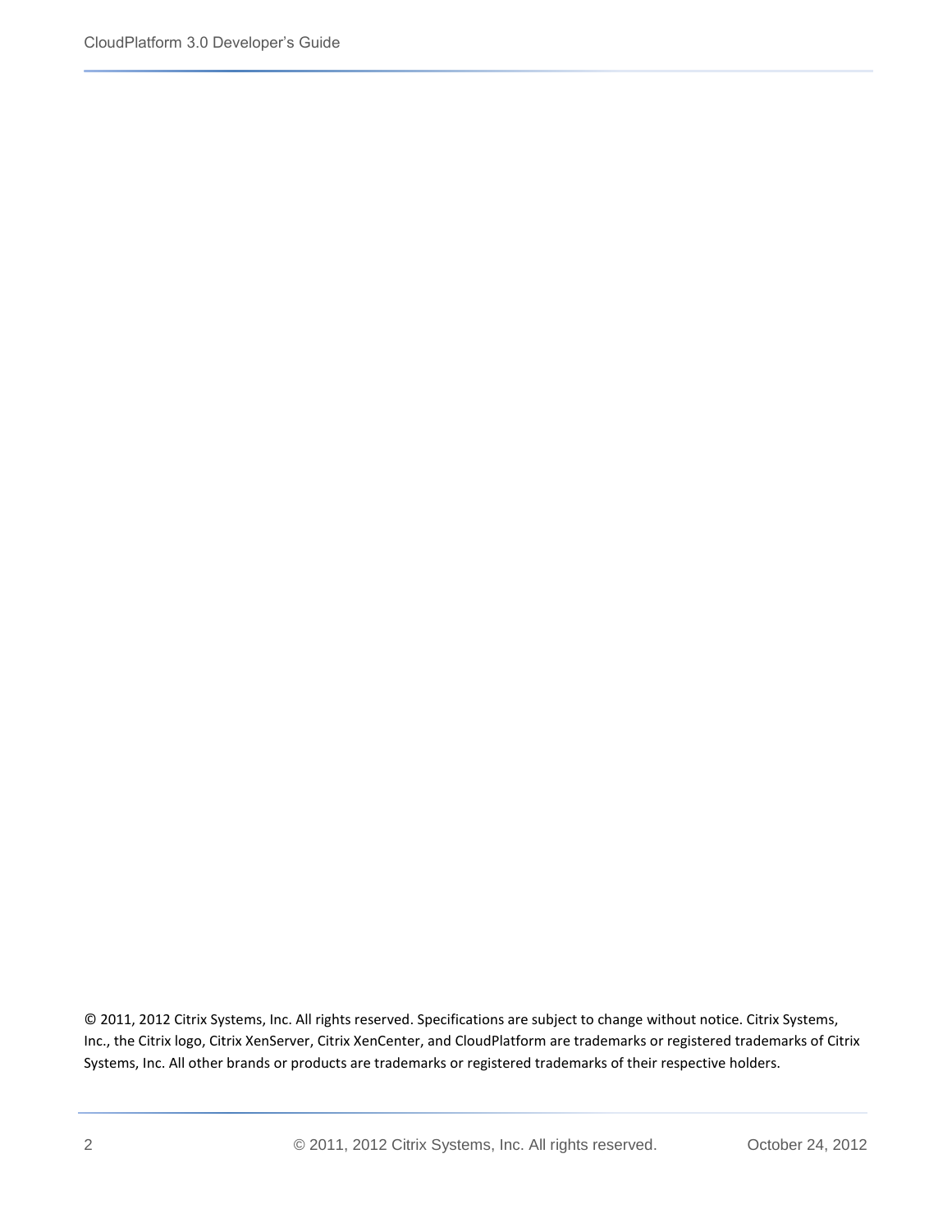© 2011, 2012 Citrix Systems, Inc. All rights reserved. Specifications are subject to change without notice. Citrix Systems, Inc., the Citrix logo, Citrix XenServer, Citrix XenCenter, and CloudPlatform are trademarks or registered trademarks of Citrix Systems, Inc. All other brands or products are trademarks or registered trademarks of their respective holders.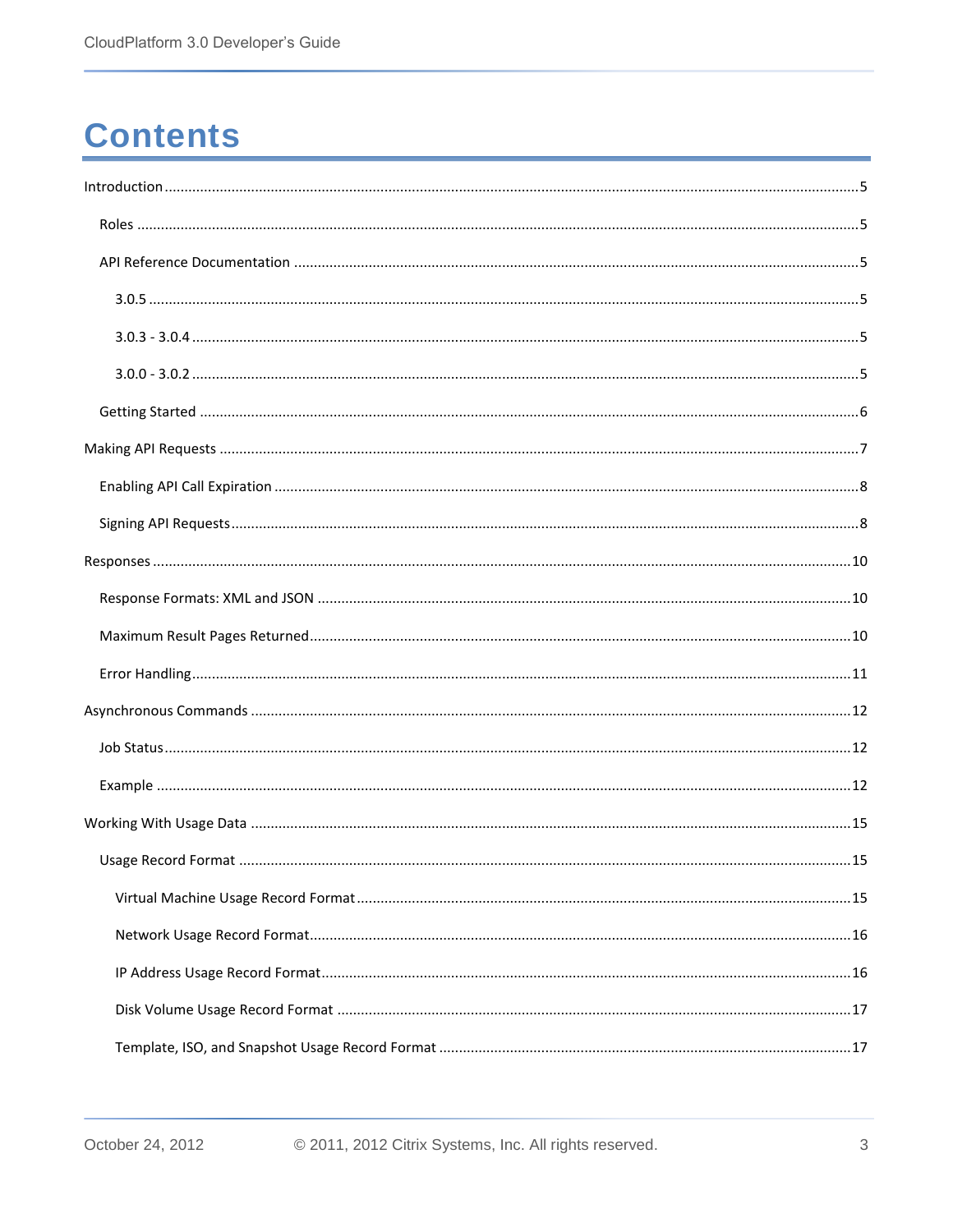# Contents

Introduction .......................................................................................................................................5

- Roles ...........................................................................................................................................5
- API Reference Documentation ...................................................................................................5
  - 3.0.5 .......................................................................................................................................5
  - 3.0.3 - 3.0.4 ..............................................................................................................................5
  - 3.0.0 - 3.0.2 ..............................................................................................................................5
- Getting Started ...........................................................................................................................6

Making API Requests ...........................................................................................................................7

- Enabling API Call Expiration .......................................................................................................8
- Signing API Requests ..................................................................................................................8

Responses .........................................................................................................................................10

- Response Formats: XML and JSON ...........................................................................................10
- Maximum Result Pages Returned .............................................................................................10
- Error Handling ..........................................................................................................................11

Asynchronous Commands .................................................................................................................12

- Job Status .................................................................................................................................12
- Example ....................................................................................................................................12

Working With Usage Data ..................................................................................................................15

- Usage Record Format ................................................................................................................15
  - Virtual Machine Usage Record Format ...................................................................................15
  - Network Usage Record Format ..............................................................................................16
  - IP Address Usage Record Format ...........................................................................................16
  - Disk Volume Usage Record Format .......................................................................................17
  - Template, ISO, and Snapshot Usage Record Format ...............................................................17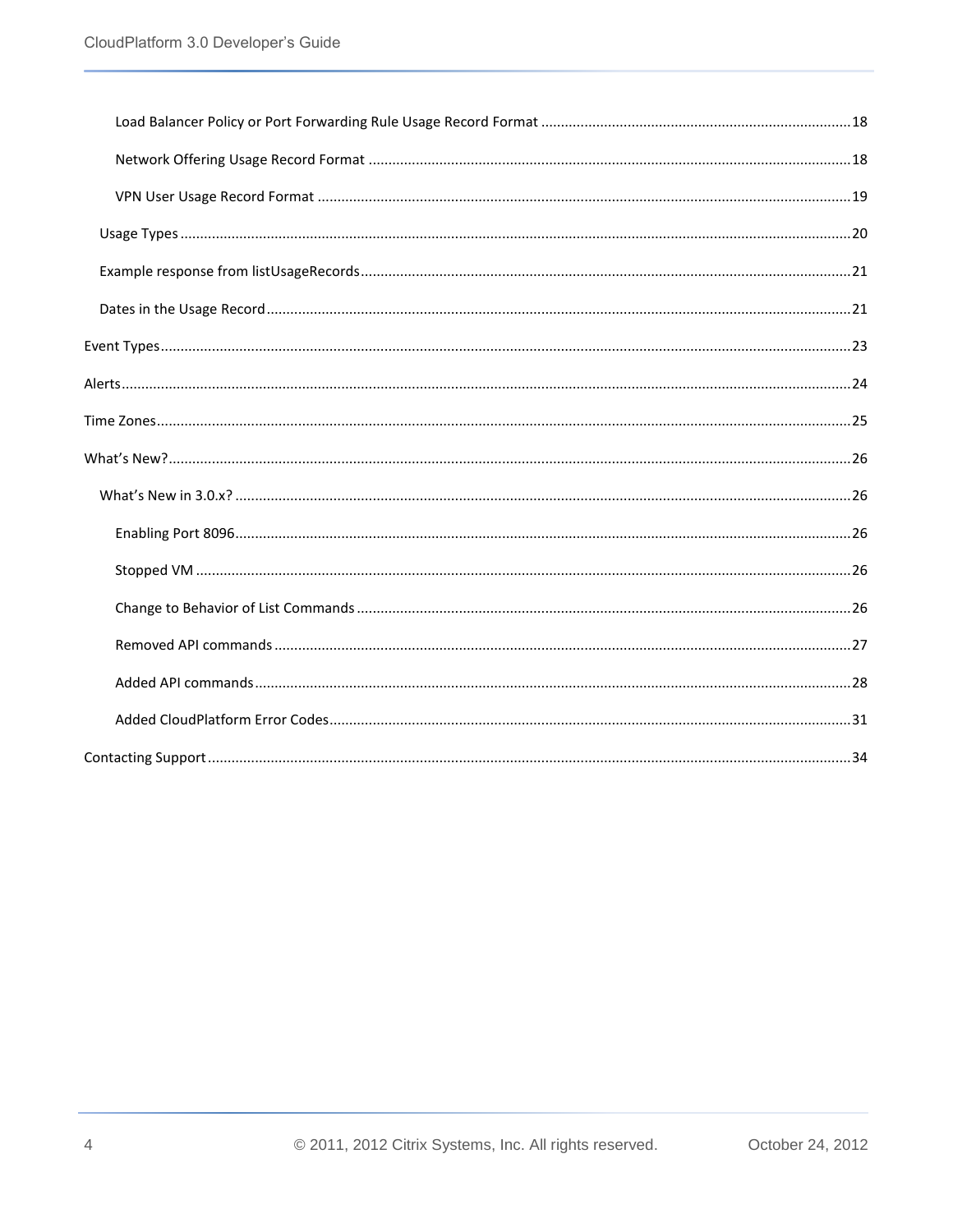Load Balancer Policy or Port Forwarding Rule Usage Record Format .......... 18

Network Offering Usage Record Format .......... 18

VPN User Usage Record Format .......... 19

Usage Types .......... 20

Example response from listUsageRecords .......... 21

Dates in the Usage Record .......... 21

Event Types .......... 23

Alerts .......... 24

Time Zones .......... 25

What's New? .......... 26

What's New in 3.0.x? .......... 26

Enabling Port 8096 .......... 26

Stopped VM .......... 26

Change to Behavior of List Commands .......... 26

Removed API commands .......... 27

Added API commands .......... 28

Added CloudPlatform Error Codes .......... 31

Contacting Support .......... 34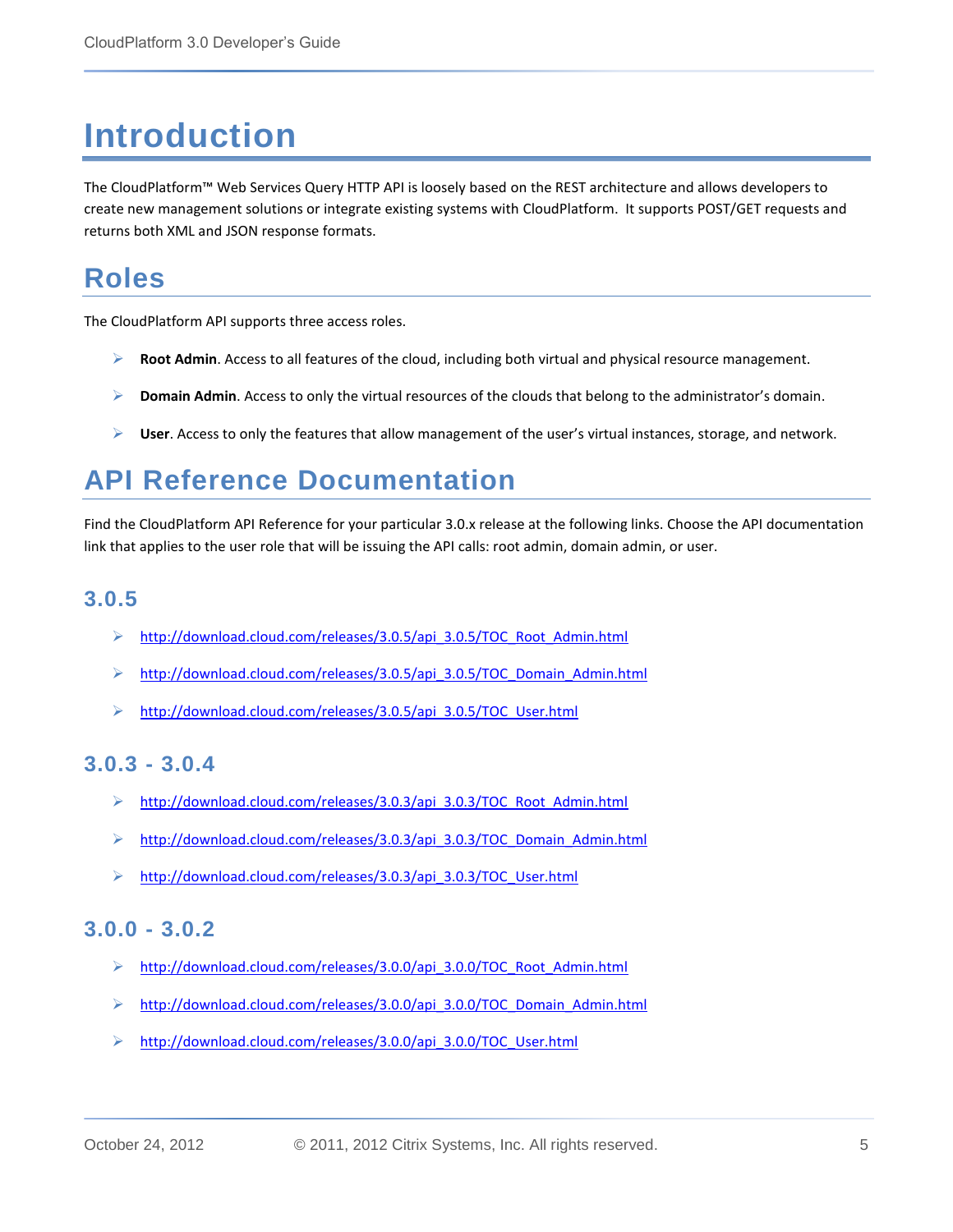# Introduction

The CloudPlatform™ Web Services Query HTTP API is loosely based on the REST architecture and allows developers to create new management solutions or integrate existing systems with CloudPlatform. It supports POST/GET requests and returns both XML and JSON response formats.

## Roles

The CloudPlatform API supports three access roles.

- **Root Admin**. Access to all features of the cloud, including both virtual and physical resource management.
- **Domain Admin**. Access to only the virtual resources of the clouds that belong to the administrator's domain.
- **User**. Access to only the features that allow management of the user's virtual instances, storage, and network.

## API Reference Documentation

Find the CloudPlatform API Reference for your particular 3.0.x release at the following links. Choose the API documentation link that applies to the user role that will be issuing the API calls: root admin, domain admin, or user.

### 3.0.5

- http://download.cloud.com/releases/3.0.5/api_3.0.5/TOC_Root_Admin.html
- http://download.cloud.com/releases/3.0.5/api_3.0.5/TOC_Domain_Admin.html
- http://download.cloud.com/releases/3.0.5/api_3.0.5/TOC_User.html

### 3.0.3 - 3.0.4

- http://download.cloud.com/releases/3.0.3/api_3.0.3/TOC_Root_Admin.html
- http://download.cloud.com/releases/3.0.3/api_3.0.3/TOC_Domain_Admin.html
- http://download.cloud.com/releases/3.0.3/api_3.0.3/TOC_User.html

### 3.0.0 - 3.0.2

- http://download.cloud.com/releases/3.0.0/api_3.0.0/TOC_Root_Admin.html
- http://download.cloud.com/releases/3.0.0/api_3.0.0/TOC_Domain_Admin.html
- http://download.cloud.com/releases/3.0.0/api_3.0.0/TOC_User.html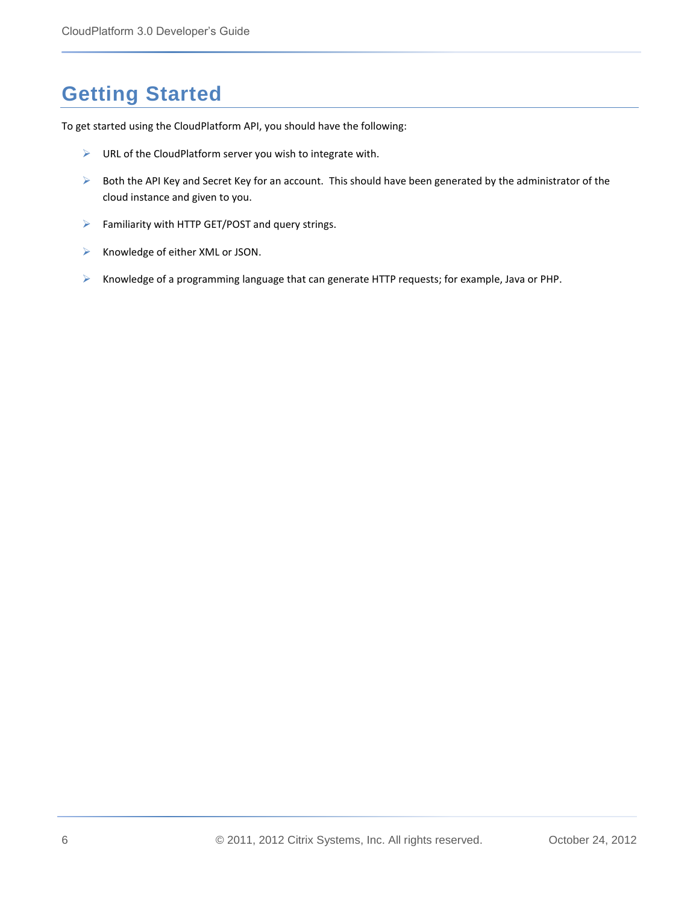# Getting Started

To get started using the CloudPlatform API, you should have the following:

- URL of the CloudPlatform server you wish to integrate with.
- Both the API Key and Secret Key for an account. This should have been generated by the administrator of the cloud instance and given to you.
- Familiarity with HTTP GET/POST and query strings.
- Knowledge of either XML or JSON.
- Knowledge of a programming language that can generate HTTP requests; for example, Java or PHP.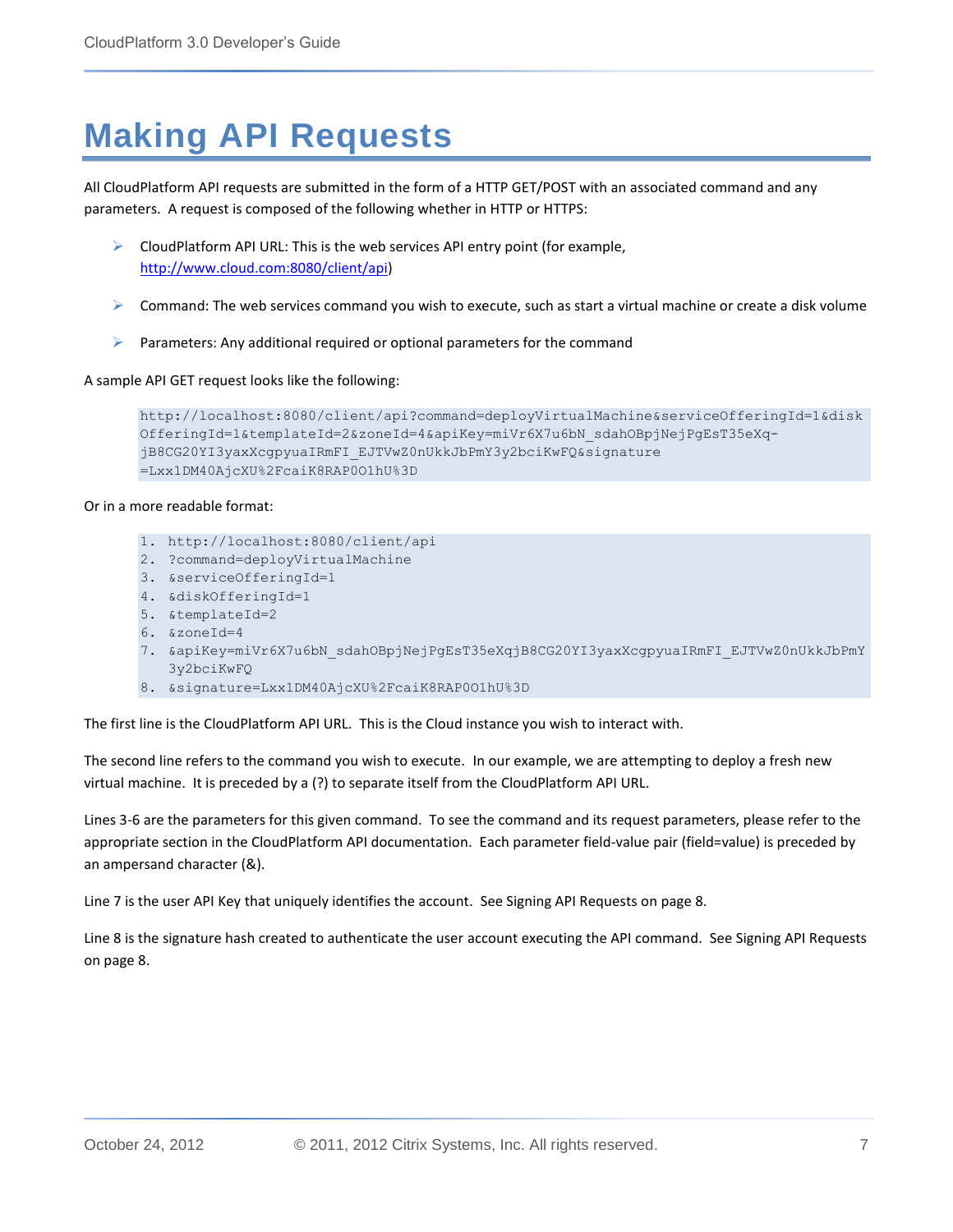# Making API Requests

All CloudPlatform API requests are submitted in the form of a HTTP GET/POST with an associated command and any parameters. A request is composed of the following whether in HTTP or HTTPS:

- CloudPlatform API URL: This is the web services API entry point (for example, http://www.cloud.com:8080/client/api)
- Command: The web services command you wish to execute, such as start a virtual machine or create a disk volume
- Parameters: Any additional required or optional parameters for the command

A sample API GET request looks like the following:

```
http://localhost:8080/client/api?command=deployVirtualMachine&serviceOfferingId=1&diskOfferingId=1&templateId=2&zoneId=4&apiKey=miVr6X7u6bN_sdahOBpjNejPgEsT35eXq-jB8CG20YI3yaxXcgpyuaIRmFI_EJTVwZ0nUkkJbPmY3y2bciKwFQ&signature=Lxx1DM40AjcXU%2FcaiK8RAP0O1hU%3D
```

Or in a more readable format:

```
1. http://localhost:8080/client/api
2. ?command=deployVirtualMachine
3. &serviceOfferingId=1
4. &diskOfferingId=1
5. &templateId=2
6. &zoneId=4
7. &apiKey=miVr6X7u6bN_sdahOBpjNejPgEsT35eXqjB8CG20YI3yaxXcgpyuaIRmFI_EJTVwZ0nUkkJbPmY3y2bciKwFQ
8. &signature=Lxx1DM40AjcXU%2FcaiK8RAP0O1hU%3D
```

The first line is the CloudPlatform API URL. This is the Cloud instance you wish to interact with.

The second line refers to the command you wish to execute. In our example, we are attempting to deploy a fresh new virtual machine. It is preceded by a (?) to separate itself from the CloudPlatform API URL.

Lines 3-6 are the parameters for this given command. To see the command and its request parameters, please refer to the appropriate section in the CloudPlatform API documentation. Each parameter field-value pair (field=value) is preceded by an ampersand character (&).

Line 7 is the user API Key that uniquely identifies the account. See Signing API Requests on page 8.

Line 8 is the signature hash created to authenticate the user account executing the API command. See Signing API Requests on page 8.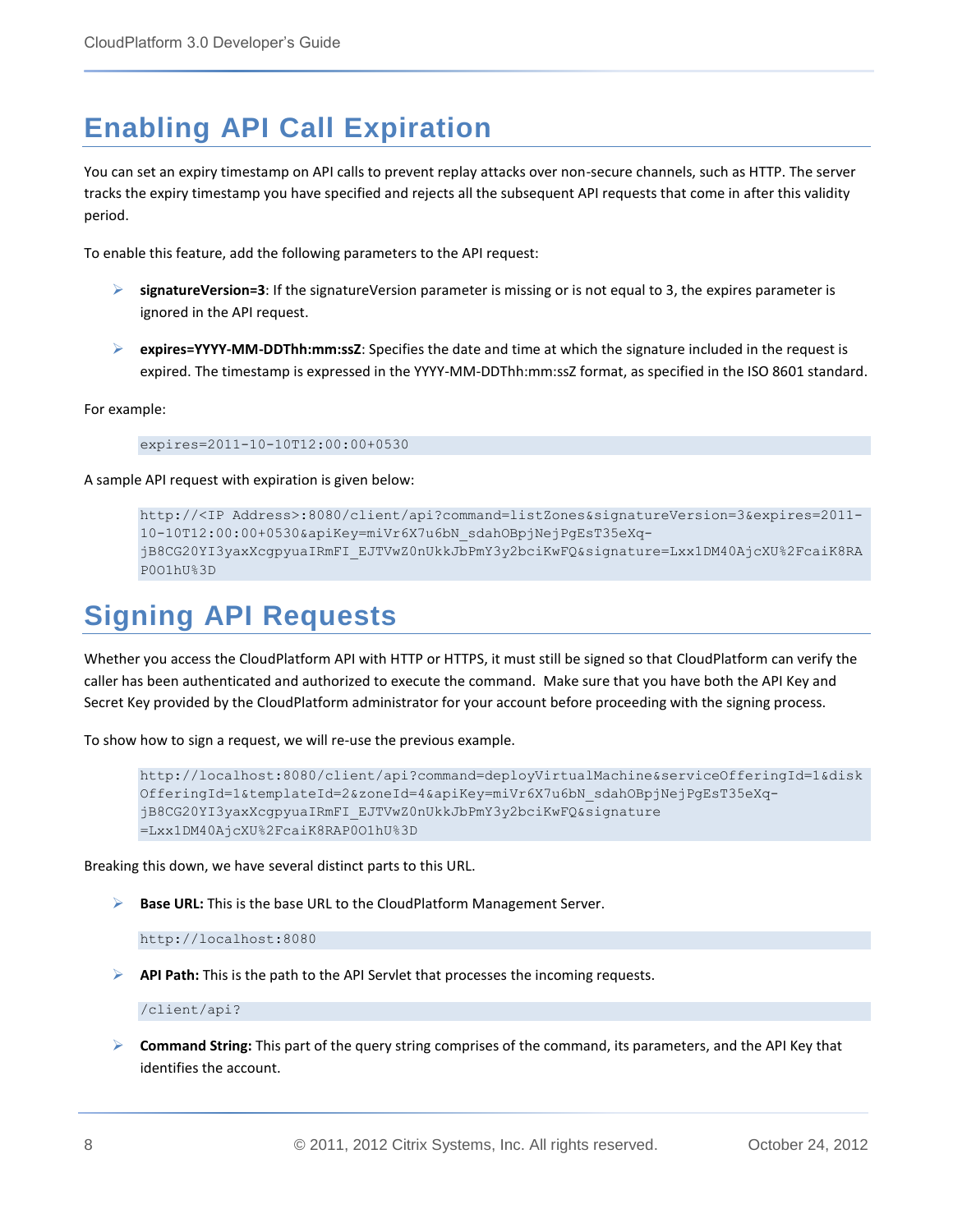# Enabling API Call Expiration

You can set an expiry timestamp on API calls to prevent replay attacks over non-secure channels, such as HTTP. The server tracks the expiry timestamp you have specified and rejects all the subsequent API requests that come in after this validity period.

To enable this feature, add the following parameters to the API request:

- **signatureVersion=3**: If the signatureVersion parameter is missing or is not equal to 3, the expires parameter is ignored in the API request.
- **expires=YYYY-MM-DDThh:mm:ssZ**: Specifies the date and time at which the signature included in the request is expired. The timestamp is expressed in the YYYY-MM-DDThh:mm:ssZ format, as specified in the ISO 8601 standard.

For example:

```
expires=2011-10-10T12:00:00+0530
```

A sample API request with expiration is given below:

```
http://<IP Address>:8080/client/api?command=listZones&signatureVersion=3&expires=2011-10-10T12:00:00+0530&apiKey=miVr6X7u6bN_sdahOBpjNejPgEsT35eXq-jB8CG20YI3yaxXcgpyuaIRmFI_EJTVwZ0nUkkJbPmY3y2bciKwFQ&signature=Lxx1DM40AjcXU%2FcaiK8RAP0O1hU%3D
```

# Signing API Requests

Whether you access the CloudPlatform API with HTTP or HTTPS, it must still be signed so that CloudPlatform can verify the caller has been authenticated and authorized to execute the command. Make sure that you have both the API Key and Secret Key provided by the CloudPlatform administrator for your account before proceeding with the signing process.

To show how to sign a request, we will re-use the previous example.

```
http://localhost:8080/client/api?command=deployVirtualMachine&serviceOfferingId=1&diskOfferingId=1&templateId=2&zoneId=4&apiKey=miVr6X7u6bN_sdahOBpjNejPgEsT35eXq-jB8CG20YI3yaxXcgpyuaIRmFI_EJTVwZ0nUkkJbPmY3y2bciKwFQ&signature=Lxx1DM40AjcXU%2FcaiK8RAP0O1hU%3D
```

Breaking this down, we have several distinct parts to this URL.

- **Base URL:** This is the base URL to the CloudPlatform Management Server.

```
http://localhost:8080
```

- **API Path:** This is the path to the API Servlet that processes the incoming requests.

```
/client/api?
```

- **Command String:** This part of the query string comprises of the command, its parameters, and the API Key that identifies the account.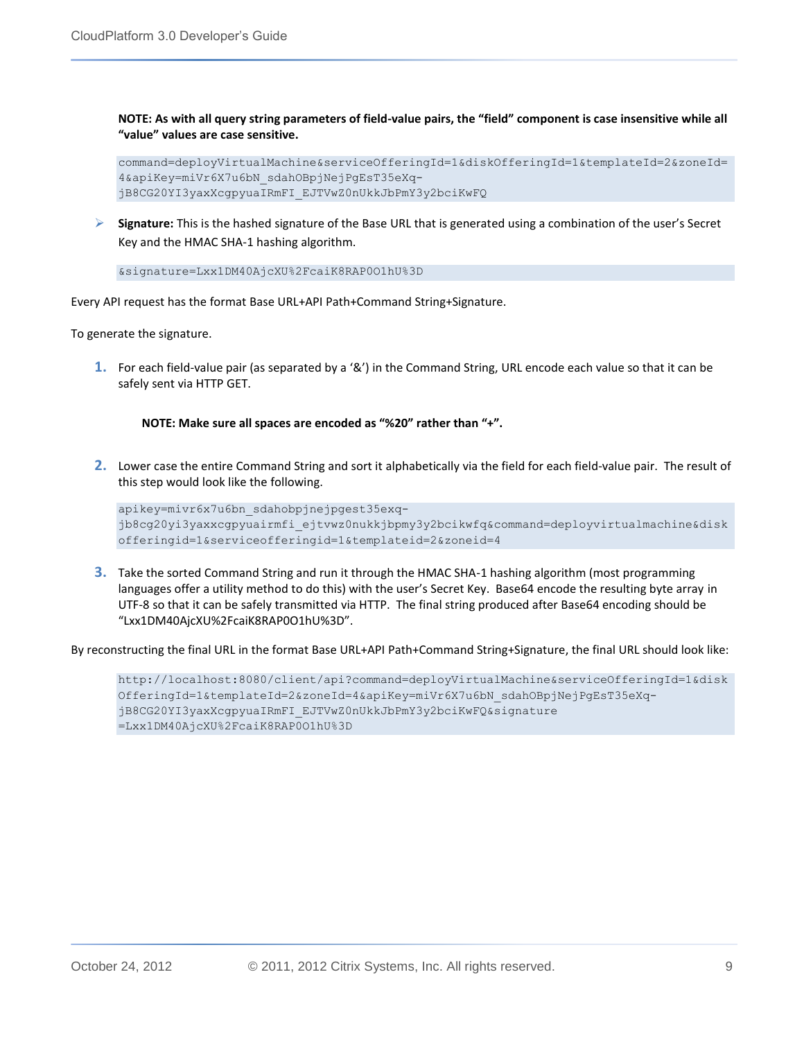**NOTE: As with all query string parameters of field-value pairs, the "field" component is case insensitive while all "value" values are case sensitive.**

```
command=deployVirtualMachine&serviceOfferingId=1&diskOfferingId=1&templateId=2&zoneId=4&apiKey=miVr6X7u6bN_sdahOBpjNejPgEsT35eXq-jB8CG20YI3yaxXcgpyuaIRmFI_EJTVwZ0nUkkJbPmY3y2bciKwFQ
```

- **Signature:** This is the hashed signature of the Base URL that is generated using a combination of the user's Secret Key and the HMAC SHA-1 hashing algorithm.

```
&signature=Lxx1DM40AjcXU%2FcaiK8RAP0O1hU%3D
```

Every API request has the format Base URL+API Path+Command String+Signature.

To generate the signature.

1. For each field-value pair (as separated by a '&') in the Command String, URL encode each value so that it can be safely sent via HTTP GET.

   **NOTE: Make sure all spaces are encoded as "%20" rather than "+".**

2. Lower case the entire Command String and sort it alphabetically via the field for each field-value pair. The result of this step would look like the following.

```
apikey=mivr6x7u6bn_sdahobpjnejpgest35exq-jb8cg20yi3yaxxcgpyuairmfi_ejtvwz0nukkjbpmy3y2bcikwfq&command=deployvirtualmachine&diskofferingid=1&serviceofferingid=1&templateid=2&zoneid=4
```

3. Take the sorted Command String and run it through the HMAC SHA-1 hashing algorithm (most programming languages offer a utility method to do this) with the user's Secret Key. Base64 encode the resulting byte array in UTF-8 so that it can be safely transmitted via HTTP. The final string produced after Base64 encoding should be "Lxx1DM40AjcXU%2FcaiK8RAP0O1hU%3D".

By reconstructing the final URL in the format Base URL+API Path+Command String+Signature, the final URL should look like:

```
http://localhost:8080/client/api?command=deployVirtualMachine&serviceOfferingId=1&diskOfferingId=1&templateId=2&zoneId=4&apiKey=miVr6X7u6bN_sdahOBpjNejPgEsT35eXq-jB8CG20YI3yaxXcgpyuaIRmFI_EJTVwZ0nUkkJbPmY3y2bciKwFQ&signature=Lxx1DM40AjcXU%2FcaiK8RAP0O1hU%3D
```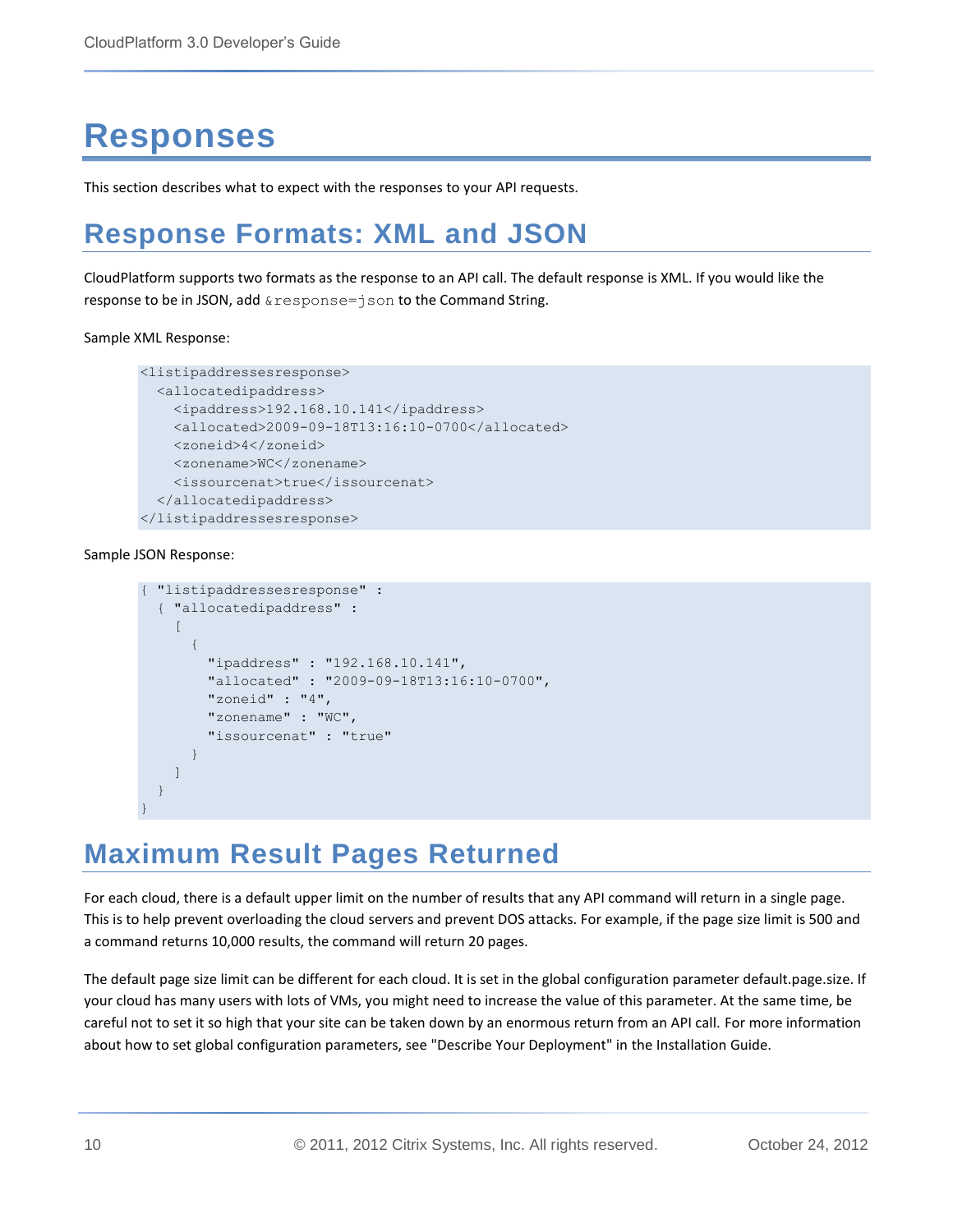# Responses

This section describes what to expect with the responses to your API requests.

## Response Formats: XML and JSON

CloudPlatform supports two formats as the response to an API call. The default response is XML. If you would like the response to be in JSON, add `&response=json` to the Command String.

Sample XML Response:

```
<listipaddressesresponse>
  <allocatedipaddress>
    <ipaddress>192.168.10.141</ipaddress>
    <allocated>2009-09-18T13:16:10-0700</allocated>
    <zoneid>4</zoneid>
    <zonename>WC</zonename>
    <issourcenat>true</issourcenat>
  </allocatedipaddress>
</listipaddressesresponse>
```

Sample JSON Response:

```
{ "listipaddressesresponse" :
  { "allocatedipaddress" :
    [
      {
        "ipaddress" : "192.168.10.141",
        "allocated" : "2009-09-18T13:16:10-0700",
        "zoneid" : "4",
        "zonename" : "WC",
        "issourcenat" : "true"
      }
    ]
  }
}
```

## Maximum Result Pages Returned

For each cloud, there is a default upper limit on the number of results that any API command will return in a single page. This is to help prevent overloading the cloud servers and prevent DOS attacks. For example, if the page size limit is 500 and a command returns 10,000 results, the command will return 20 pages.

The default page size limit can be different for each cloud. It is set in the global configuration parameter default.page.size. If your cloud has many users with lots of VMs, you might need to increase the value of this parameter. At the same time, be careful not to set it so high that your site can be taken down by an enormous return from an API call. For more information about how to set global configuration parameters, see "Describe Your Deployment" in the Installation Guide.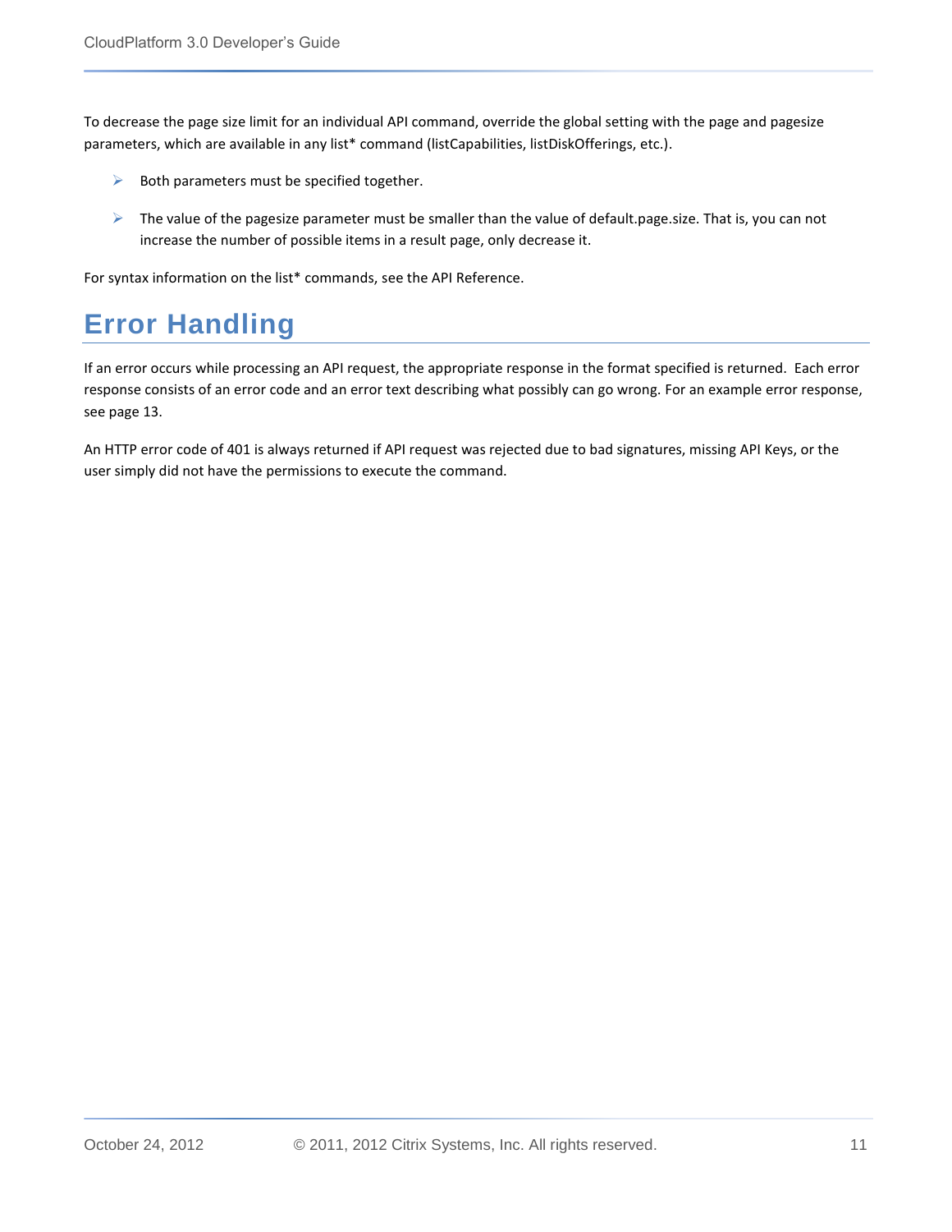To decrease the page size limit for an individual API command, override the global setting with the page and pagesize parameters, which are available in any list* command (listCapabilities, listDiskOfferings, etc.).

- Both parameters must be specified together.
- The value of the pagesize parameter must be smaller than the value of default.page.size. That is, you can not increase the number of possible items in a result page, only decrease it.

For syntax information on the list* commands, see the API Reference.

# Error Handling

If an error occurs while processing an API request, the appropriate response in the format specified is returned. Each error response consists of an error code and an error text describing what possibly can go wrong. For an example error response, see page 13.

An HTTP error code of 401 is always returned if API request was rejected due to bad signatures, missing API Keys, or the user simply did not have the permissions to execute the command.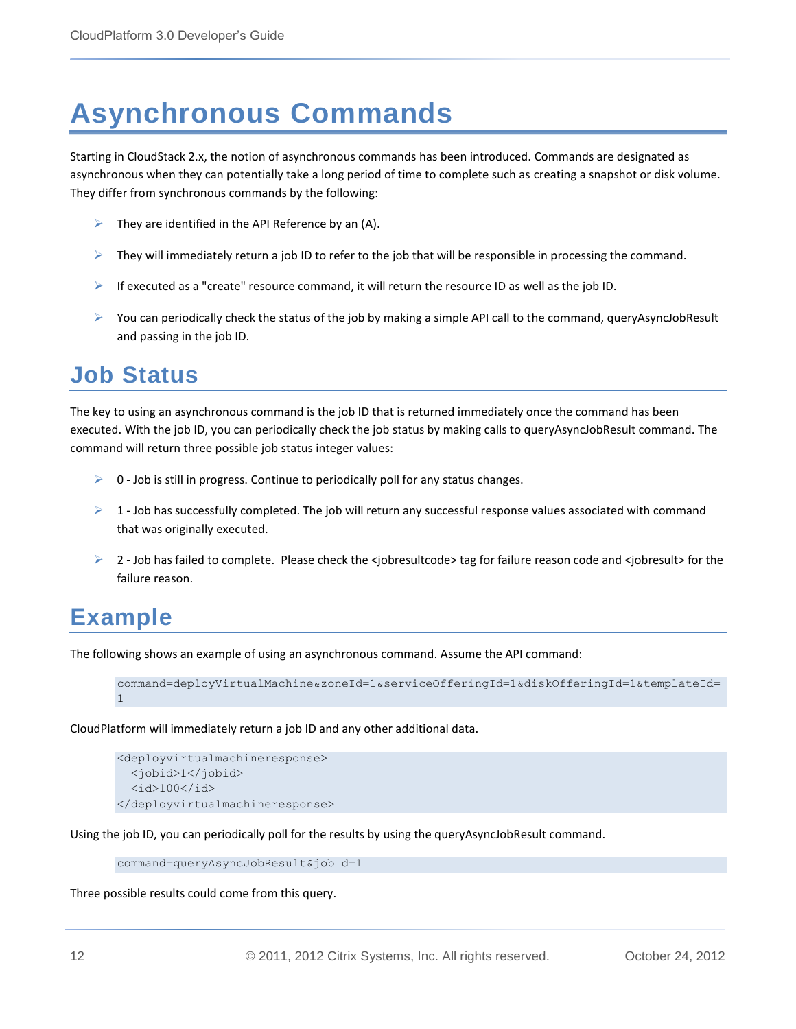# Asynchronous Commands

Starting in CloudStack 2.x, the notion of asynchronous commands has been introduced. Commands are designated as asynchronous when they can potentially take a long period of time to complete such as creating a snapshot or disk volume. They differ from synchronous commands by the following:

- They are identified in the API Reference by an (A).
- They will immediately return a job ID to refer to the job that will be responsible in processing the command.
- If executed as a "create" resource command, it will return the resource ID as well as the job ID.
- You can periodically check the status of the job by making a simple API call to the command, queryAsyncJobResult and passing in the job ID.

## Job Status

The key to using an asynchronous command is the job ID that is returned immediately once the command has been executed. With the job ID, you can periodically check the job status by making calls to queryAsyncJobResult command. The command will return three possible job status integer values:

- 0 - Job is still in progress. Continue to periodically poll for any status changes.
- 1 - Job has successfully completed. The job will return any successful response values associated with command that was originally executed.
- 2 - Job has failed to complete. Please check the <jobresultcode> tag for failure reason code and <jobresult> for the failure reason.

## Example

The following shows an example of using an asynchronous command. Assume the API command:

```
command=deployVirtualMachine&zoneId=1&serviceOfferingId=1&diskOfferingId=1&templateId=1
```

CloudPlatform will immediately return a job ID and any other additional data.

```
<deployvirtualmachineresponse>
  <jobid>1</jobid>
  <id>100</id>
</deployvirtualmachineresponse>
```

Using the job ID, you can periodically poll for the results by using the queryAsyncJobResult command.

```
command=queryAsyncJobResult&jobId=1
```

Three possible results could come from this query.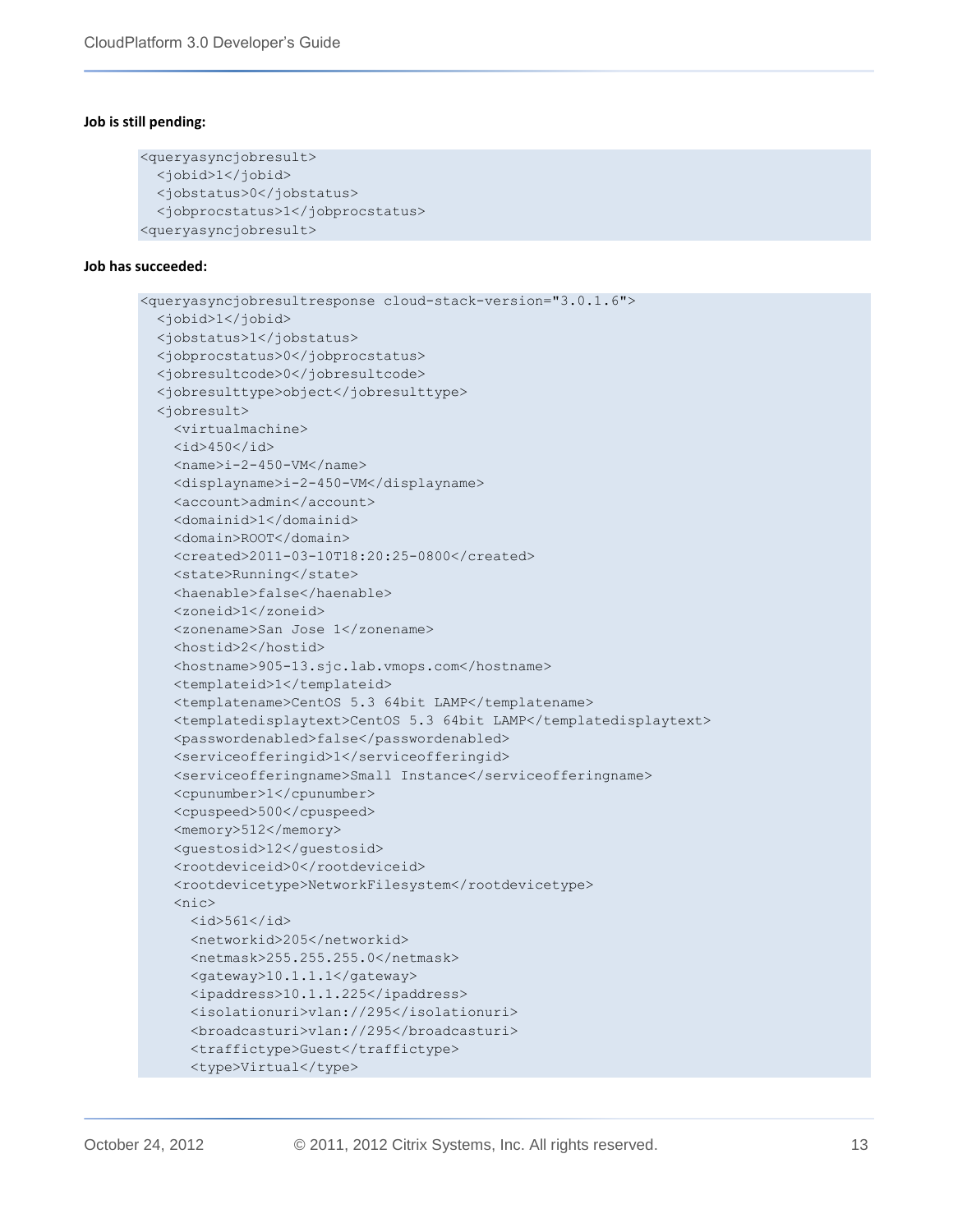**Job is still pending:**

```
<queryasyncjobresult>
  <jobid>1</jobid>
  <jobstatus>0</jobstatus>
  <jobprocstatus>1</jobprocstatus>
<queryasyncjobresult>
```

**Job has succeeded:**

```
<queryasyncjobresultresponse cloud-stack-version="3.0.1.6">
  <jobid>1</jobid>
  <jobstatus>1</jobstatus>
  <jobprocstatus>0</jobprocstatus>
  <jobresultcode>0</jobresultcode>
  <jobresulttype>object</jobresulttype>
  <jobresult>
    <virtualmachine>
    <id>450</id>
    <name>i-2-450-VM</name>
    <displayname>i-2-450-VM</displayname>
    <account>admin</account>
    <domainid>1</domainid>
    <domain>ROOT</domain>
    <created>2011-03-10T18:20:25-0800</created>
    <state>Running</state>
    <haenable>false</haenable>
    <zoneid>1</zoneid>
    <zonename>San Jose 1</zonename>
    <hostid>2</hostid>
    <hostname>905-13.sjc.lab.vmops.com</hostname>
    <templateid>1</templateid>
    <templatename>CentOS 5.3 64bit LAMP</templatename>
    <templatedisplaytext>CentOS 5.3 64bit LAMP</templatedisplaytext>
    <passwordenabled>false</passwordenabled>
    <serviceofferingid>1</serviceofferingid>
    <serviceofferingname>Small Instance</serviceofferingname>
    <cpunumber>1</cpunumber>
    <cpuspeed>500</cpuspeed>
    <memory>512</memory>
    <guestosid>12</guestosid>
    <rootdeviceid>0</rootdeviceid>
    <rootdevicetype>NetworkFilesystem</rootdevicetype>
    <nic>
      <id>561</id>
      <networkid>205</networkid>
      <netmask>255.255.255.0</netmask>
      <gateway>10.1.1.1</gateway>
      <ipaddress>10.1.1.225</ipaddress>
      <isolationuri>vlan://295</isolationuri>
      <broadcasturi>vlan://295</broadcasturi>
      <traffictype>Guest</traffictype>
      <type>Virtual</type>
```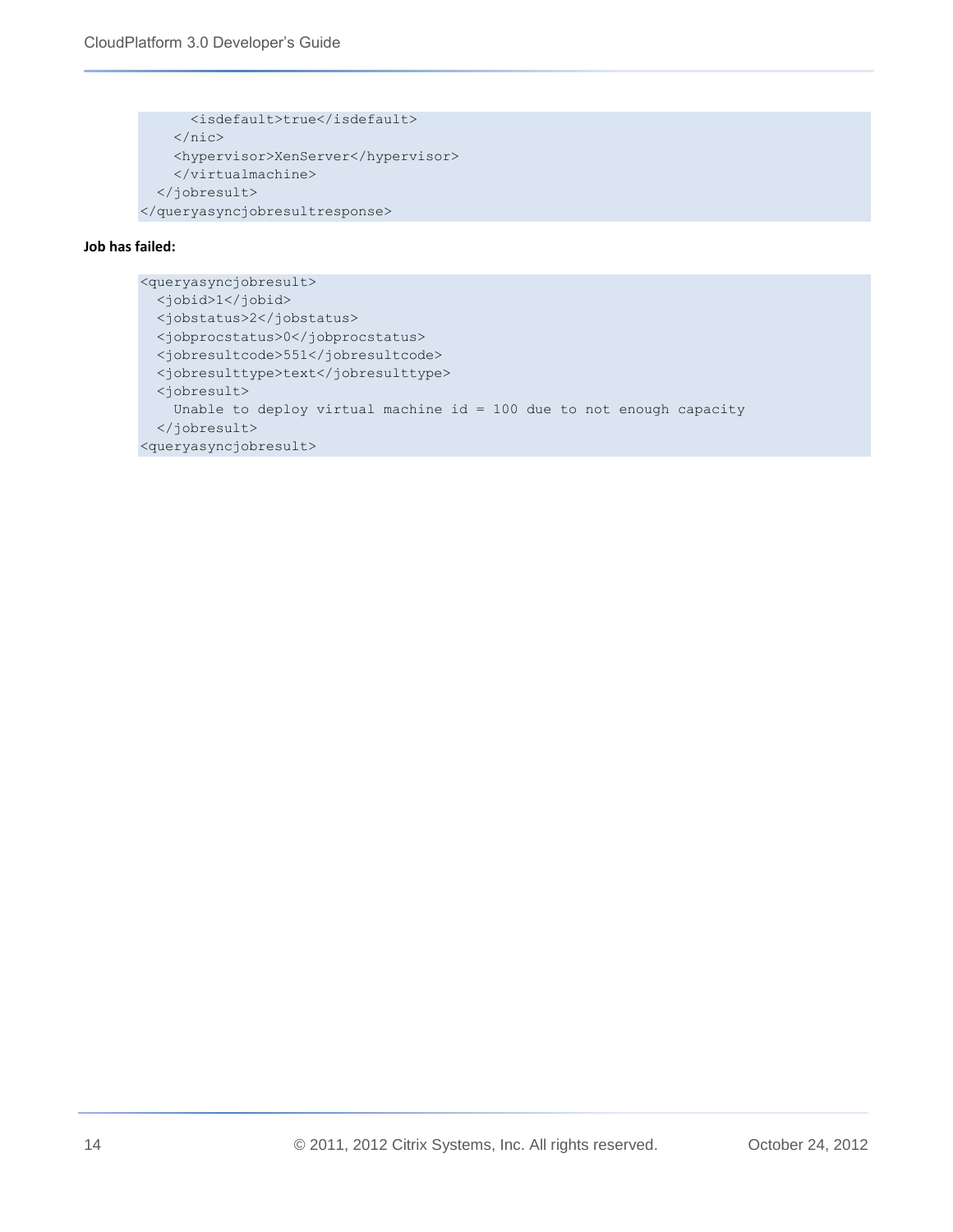```
      <isdefault>true</isdefault>
    </nic>
    <hypervisor>XenServer</hypervisor>
    </virtualmachine>
  </jobresult>
</queryasyncjobresultresponse>
```

**Job has failed:**

```
<queryasyncjobresult>
  <jobid>1</jobid>
  <jobstatus>2</jobstatus>
  <jobprocstatus>0</jobprocstatus>
  <jobresultcode>551</jobresultcode>
  <jobresulttype>text</jobresulttype>
  <jobresult>
    Unable to deploy virtual machine id = 100 due to not enough capacity
  </jobresult>
<queryasyncjobresult>
```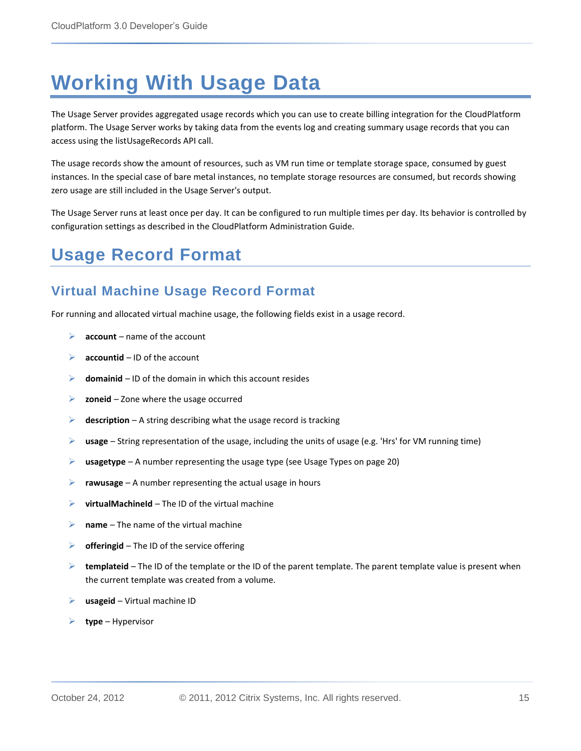# Working With Usage Data

The Usage Server provides aggregated usage records which you can use to create billing integration for the CloudPlatform platform. The Usage Server works by taking data from the events log and creating summary usage records that you can access using the listUsageRecords API call.

The usage records show the amount of resources, such as VM run time or template storage space, consumed by guest instances. In the special case of bare metal instances, no template storage resources are consumed, but records showing zero usage are still included in the Usage Server's output.

The Usage Server runs at least once per day. It can be configured to run multiple times per day. Its behavior is controlled by configuration settings as described in the CloudPlatform Administration Guide.

## Usage Record Format

### Virtual Machine Usage Record Format

For running and allocated virtual machine usage, the following fields exist in a usage record.

- **account** – name of the account
- **accountid** – ID of the account
- **domainid** – ID of the domain in which this account resides
- **zoneid** – Zone where the usage occurred
- **description** – A string describing what the usage record is tracking
- **usage** – String representation of the usage, including the units of usage (e.g. 'Hrs' for VM running time)
- **usagetype** – A number representing the usage type (see Usage Types on page 20)
- **rawusage** – A number representing the actual usage in hours
- **virtualMachineId** – The ID of the virtual machine
- **name** – The name of the virtual machine
- **offeringid** – The ID of the service offering
- **templateid** – The ID of the template or the ID of the parent template. The parent template value is present when the current template was created from a volume.
- **usageid** – Virtual machine ID
- **type** – Hypervisor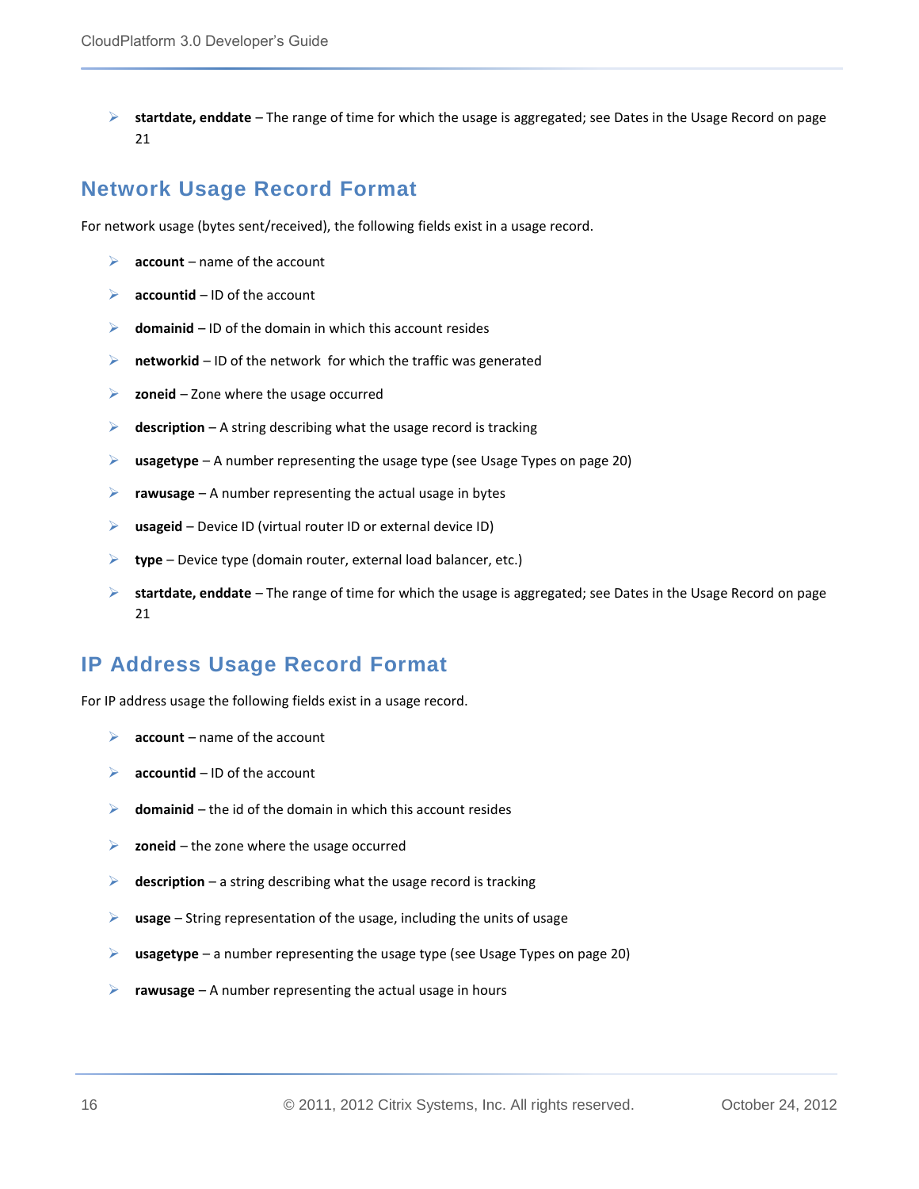- **startdate, enddate** – The range of time for which the usage is aggregated; see Dates in the Usage Record on page 21

## Network Usage Record Format

For network usage (bytes sent/received), the following fields exist in a usage record.

- **account** – name of the account
- **accountid** – ID of the account
- **domainid** – ID of the domain in which this account resides
- **networkid** – ID of the network for which the traffic was generated
- **zoneid** – Zone where the usage occurred
- **description** – A string describing what the usage record is tracking
- **usagetype** – A number representing the usage type (see Usage Types on page 20)
- **rawusage** – A number representing the actual usage in bytes
- **usageid** – Device ID (virtual router ID or external device ID)
- **type** – Device type (domain router, external load balancer, etc.)
- **startdate, enddate** – The range of time for which the usage is aggregated; see Dates in the Usage Record on page 21

## IP Address Usage Record Format

For IP address usage the following fields exist in a usage record.

- **account** – name of the account
- **accountid** – ID of the account
- **domainid** – the id of the domain in which this account resides
- **zoneid** – the zone where the usage occurred
- **description** – a string describing what the usage record is tracking
- **usage** – String representation of the usage, including the units of usage
- **usagetype** – a number representing the usage type (see Usage Types on page 20)
- **rawusage** – A number representing the actual usage in hours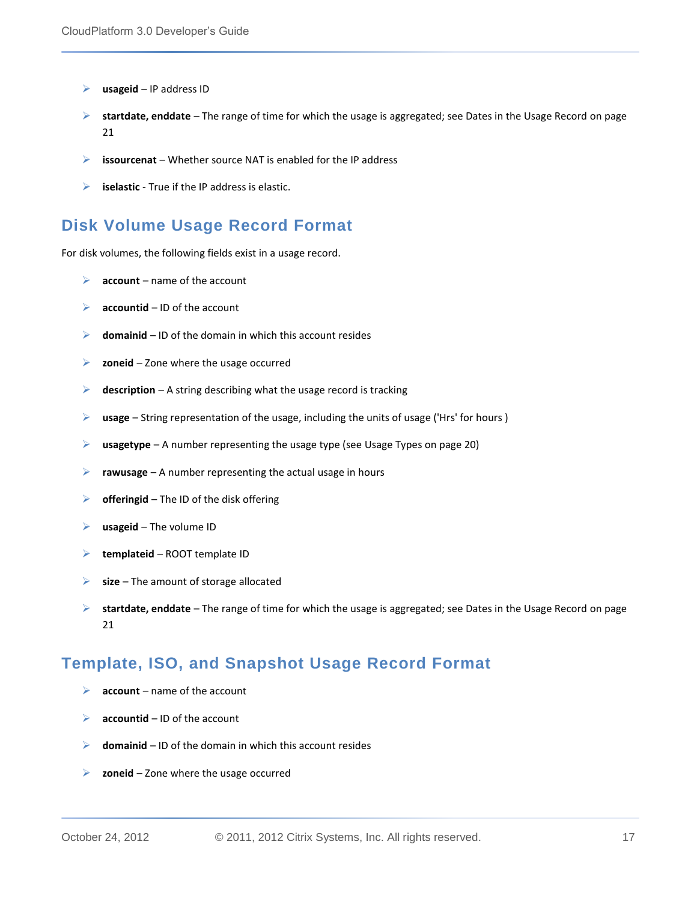- **usageid** – IP address ID
- **startdate, enddate** – The range of time for which the usage is aggregated; see Dates in the Usage Record on page 21
- **issourcenat** – Whether source NAT is enabled for the IP address
- **iselastic** - True if the IP address is elastic.

## Disk Volume Usage Record Format

For disk volumes, the following fields exist in a usage record.

- **account** – name of the account
- **accountid** – ID of the account
- **domainid** – ID of the domain in which this account resides
- **zoneid** – Zone where the usage occurred
- **description** – A string describing what the usage record is tracking
- **usage** – String representation of the usage, including the units of usage ('Hrs' for hours )
- **usagetype** – A number representing the usage type (see Usage Types on page 20)
- **rawusage** – A number representing the actual usage in hours
- **offeringid** – The ID of the disk offering
- **usageid** – The volume ID
- **templateid** – ROOT template ID
- **size** – The amount of storage allocated
- **startdate, enddate** – The range of time for which the usage is aggregated; see Dates in the Usage Record on page 21

## Template, ISO, and Snapshot Usage Record Format

- **account** – name of the account
- **accountid** – ID of the account
- **domainid** – ID of the domain in which this account resides
- **zoneid** – Zone where the usage occurred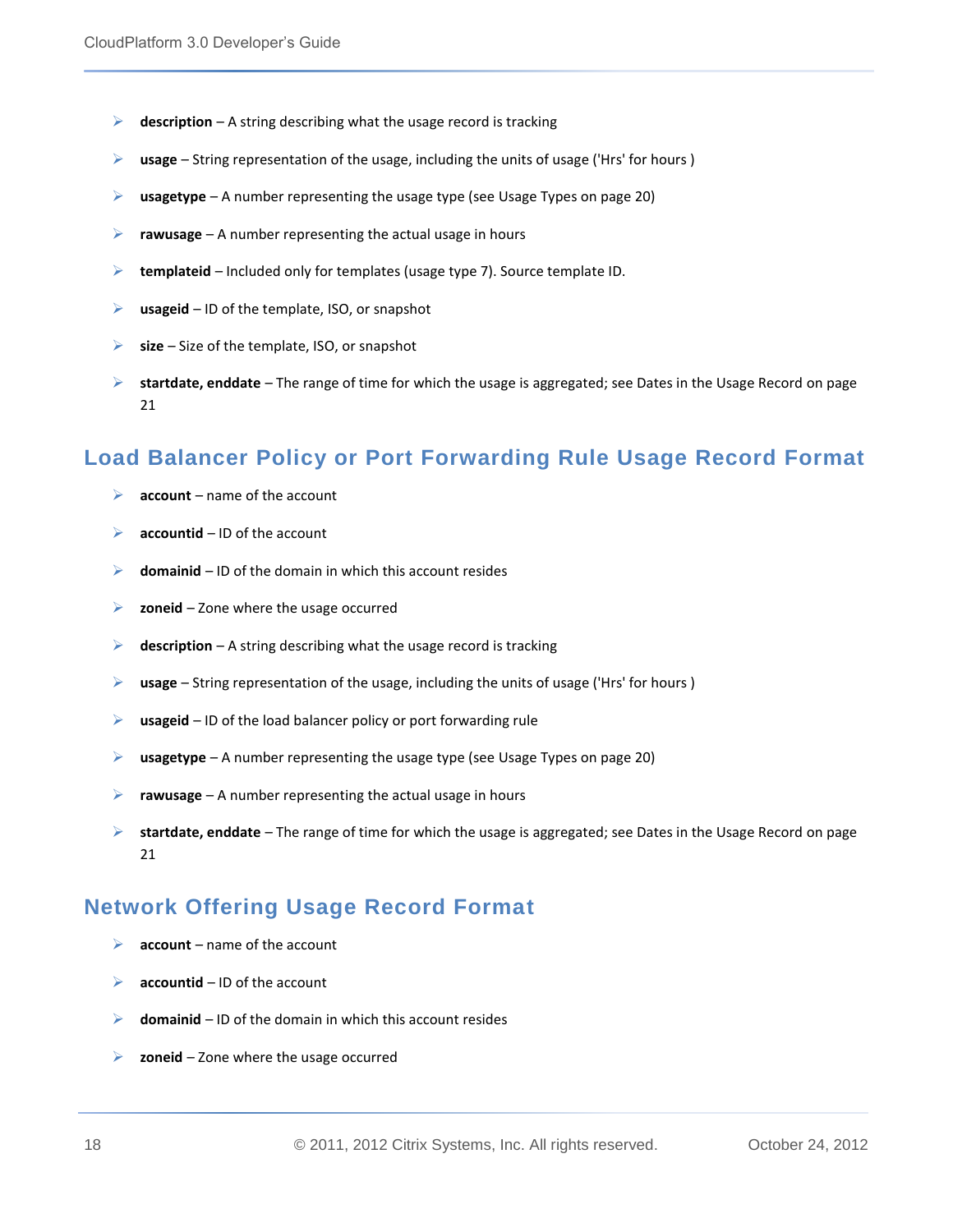- **description** – A string describing what the usage record is tracking
- **usage** – String representation of the usage, including the units of usage ('Hrs' for hours )
- **usagetype** – A number representing the usage type (see Usage Types on page 20)
- **rawusage** – A number representing the actual usage in hours
- **templateid** – Included only for templates (usage type 7). Source template ID.
- **usageid** – ID of the template, ISO, or snapshot
- **size** – Size of the template, ISO, or snapshot
- **startdate, enddate** – The range of time for which the usage is aggregated; see Dates in the Usage Record on page 21

## Load Balancer Policy or Port Forwarding Rule Usage Record Format

- **account** – name of the account
- **accountid** – ID of the account
- **domainid** – ID of the domain in which this account resides
- **zoneid** – Zone where the usage occurred
- **description** – A string describing what the usage record is tracking
- **usage** – String representation of the usage, including the units of usage ('Hrs' for hours )
- **usageid** – ID of the load balancer policy or port forwarding rule
- **usagetype** – A number representing the usage type (see Usage Types on page 20)
- **rawusage** – A number representing the actual usage in hours
- **startdate, enddate** – The range of time for which the usage is aggregated; see Dates in the Usage Record on page 21

## Network Offering Usage Record Format

- **account** – name of the account
- **accountid** – ID of the account
- **domainid** – ID of the domain in which this account resides
- **zoneid** – Zone where the usage occurred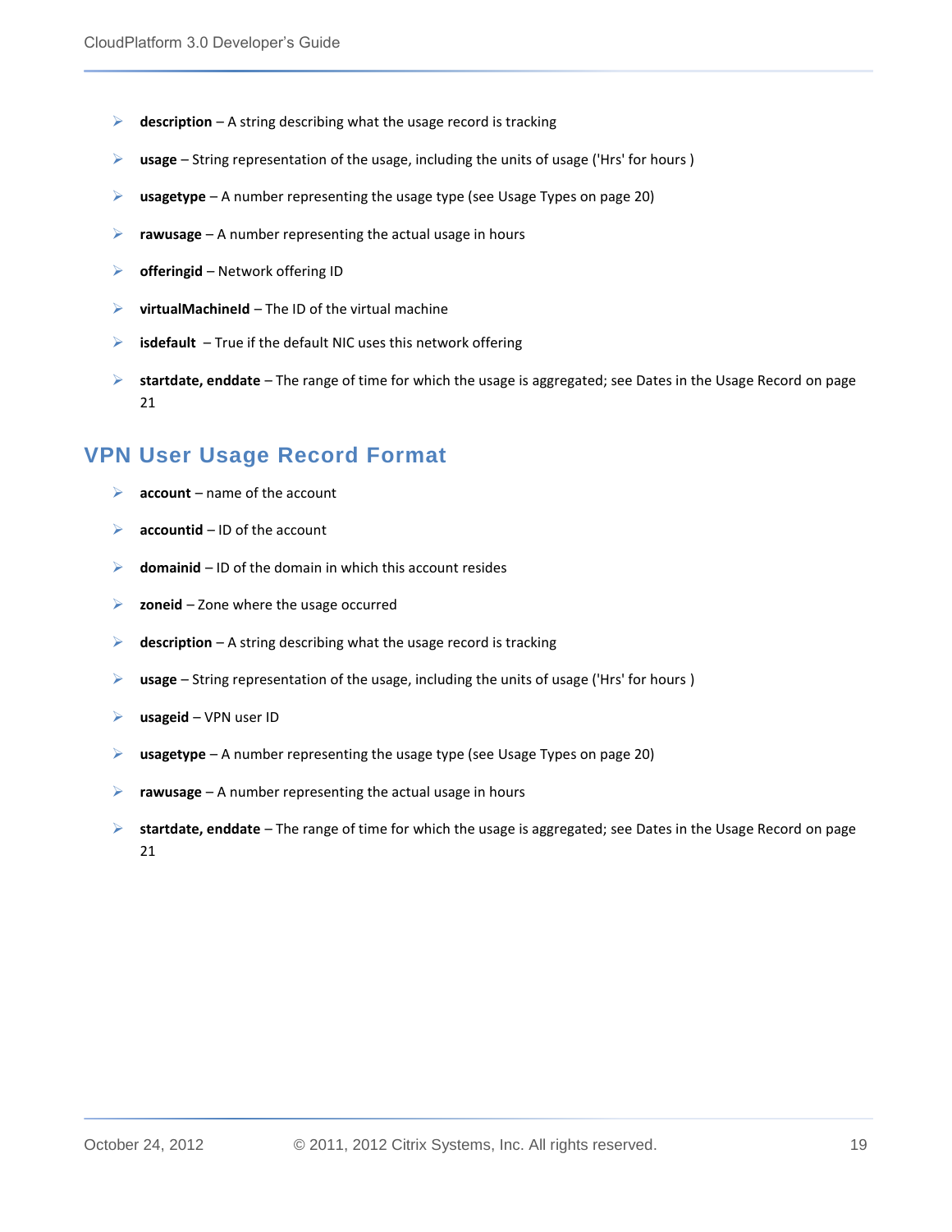- **description** – A string describing what the usage record is tracking
- **usage** – String representation of the usage, including the units of usage ('Hrs' for hours )
- **usagetype** – A number representing the usage type (see Usage Types on page 20)
- **rawusage** – A number representing the actual usage in hours
- **offeringid** – Network offering ID
- **virtualMachineId** – The ID of the virtual machine
- **isdefault** – True if the default NIC uses this network offering
- **startdate, enddate** – The range of time for which the usage is aggregated; see Dates in the Usage Record on page 21

## VPN User Usage Record Format

- **account** – name of the account
- **accountid** – ID of the account
- **domainid** – ID of the domain in which this account resides
- **zoneid** – Zone where the usage occurred
- **description** – A string describing what the usage record is tracking
- **usage** – String representation of the usage, including the units of usage ('Hrs' for hours )
- **usageid** – VPN user ID
- **usagetype** – A number representing the usage type (see Usage Types on page 20)
- **rawusage** – A number representing the actual usage in hours
- **startdate, enddate** – The range of time for which the usage is aggregated; see Dates in the Usage Record on page 21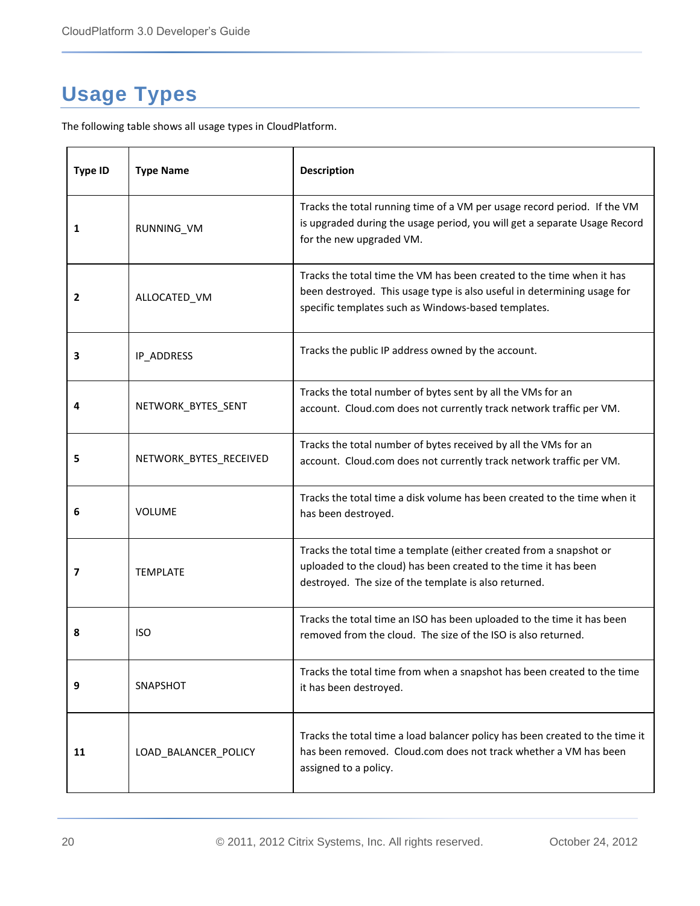# Usage Types

The following table shows all usage types in CloudPlatform.

| Type ID | Type Name | Description |
|---|---|---|
| **1** | RUNNING_VM | Tracks the total running time of a VM per usage record period. If the VM is upgraded during the usage period, you will get a separate Usage Record for the new upgraded VM. |
| **2** | ALLOCATED_VM | Tracks the total time the VM has been created to the time when it has been destroyed. This usage type is also useful in determining usage for specific templates such as Windows-based templates. |
| **3** | IP_ADDRESS | Tracks the public IP address owned by the account. |
| **4** | NETWORK_BYTES_SENT | Tracks the total number of bytes sent by all the VMs for an account. Cloud.com does not currently track network traffic per VM. |
| **5** | NETWORK_BYTES_RECEIVED | Tracks the total number of bytes received by all the VMs for an account. Cloud.com does not currently track network traffic per VM. |
| **6** | VOLUME | Tracks the total time a disk volume has been created to the time when it has been destroyed. |
| **7** | TEMPLATE | Tracks the total time a template (either created from a snapshot or uploaded to the cloud) has been created to the time it has been destroyed. The size of the template is also returned. |
| **8** | ISO | Tracks the total time an ISO has been uploaded to the time it has been removed from the cloud. The size of the ISO is also returned. |
| **9** | SNAPSHOT | Tracks the total time from when a snapshot has been created to the time it has been destroyed. |
| **11** | LOAD_BALANCER_POLICY | Tracks the total time a load balancer policy has been created to the time it has been removed. Cloud.com does not track whether a VM has been assigned to a policy. |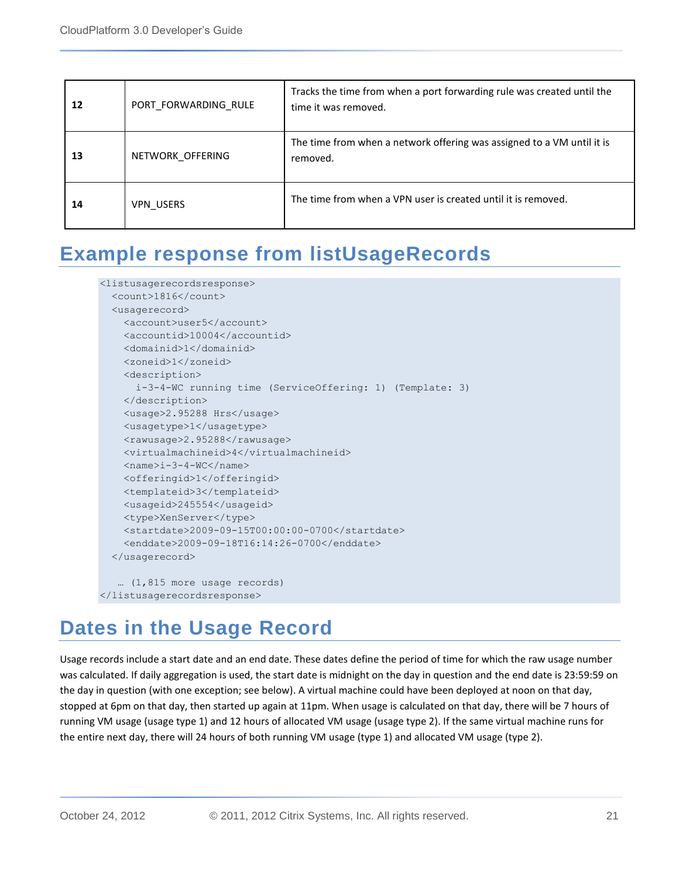| 12 | PORT_FORWARDING_RULE | Tracks the time from when a port forwarding rule was created until the time it was removed. |
|---|---|---|
| 13 | NETWORK_OFFERING | The time from when a network offering was assigned to a VM until it is removed. |
| 14 | VPN_USERS | The time from when a VPN user is created until it is removed. |

## Example response from listUsageRecords

```
<listusagerecordsresponse>
  <count>1816</count>
  <usagerecord>
    <account>user5</account>
    <accountid>10004</accountid>
    <domainid>1</domainid>
    <zoneid>1</zoneid>
    <description>
      i-3-4-WC running time (ServiceOffering: 1) (Template: 3)
    </description>
    <usage>2.95288 Hrs</usage>
    <usagetype>1</usagetype>
    <rawusage>2.95288</rawusage>
    <virtualmachineid>4</virtualmachineid>
    <name>i-3-4-WC</name>
    <offeringid>1</offeringid>
    <templateid>3</templateid>
    <usageid>245554</usageid>
    <type>XenServer</type>
    <startdate>2009-09-15T00:00:00-0700</startdate>
    <enddate>2009-09-18T16:14:26-0700</enddate>
  </usagerecord>

   … (1,815 more usage records)
</listusagerecordsresponse>
```

## Dates in the Usage Record

Usage records include a start date and an end date. These dates define the period of time for which the raw usage number was calculated. If daily aggregation is used, the start date is midnight on the day in question and the end date is 23:59:59 on the day in question (with one exception; see below). A virtual machine could have been deployed at noon on that day, stopped at 6pm on that day, then started up again at 11pm. When usage is calculated on that day, there will be 7 hours of running VM usage (usage type 1) and 12 hours of allocated VM usage (usage type 2). If the same virtual machine runs for the entire next day, there will 24 hours of both running VM usage (type 1) and allocated VM usage (type 2).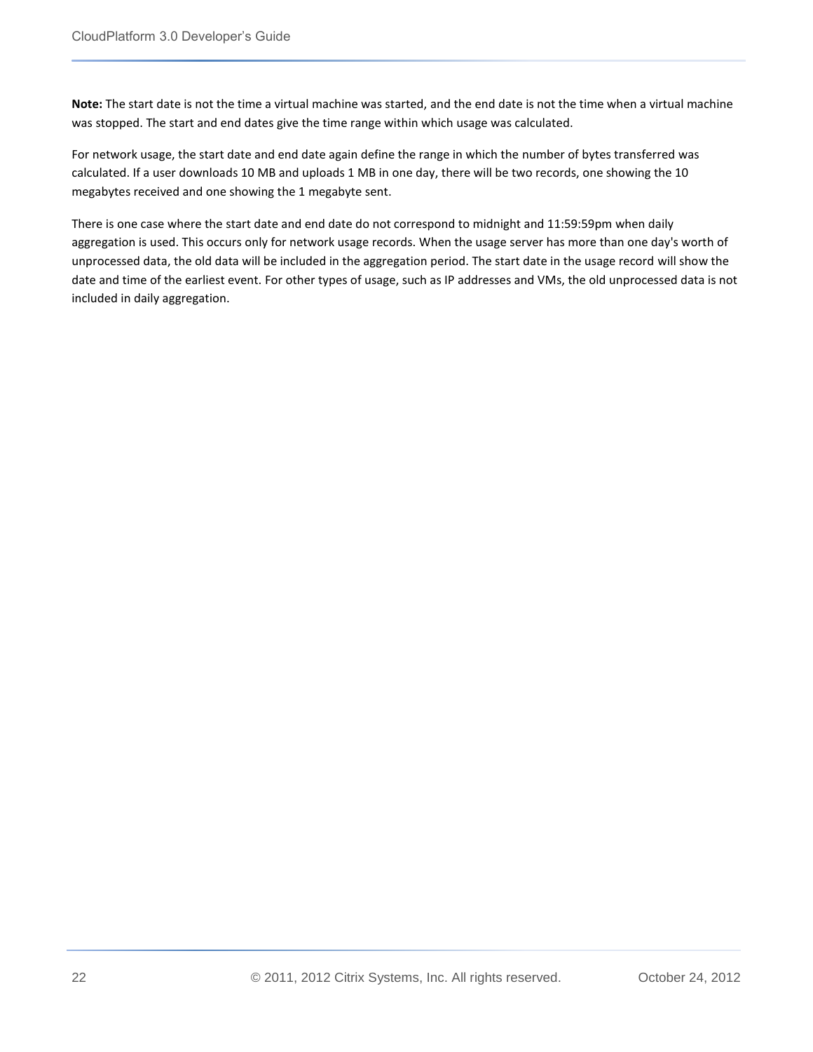**Note:** The start date is not the time a virtual machine was started, and the end date is not the time when a virtual machine was stopped. The start and end dates give the time range within which usage was calculated.

For network usage, the start date and end date again define the range in which the number of bytes transferred was calculated. If a user downloads 10 MB and uploads 1 MB in one day, there will be two records, one showing the 10 megabytes received and one showing the 1 megabyte sent.

There is one case where the start date and end date do not correspond to midnight and 11:59:59pm when daily aggregation is used. This occurs only for network usage records. When the usage server has more than one day's worth of unprocessed data, the old data will be included in the aggregation period. The start date in the usage record will show the date and time of the earliest event. For other types of usage, such as IP addresses and VMs, the old unprocessed data is not included in daily aggregation.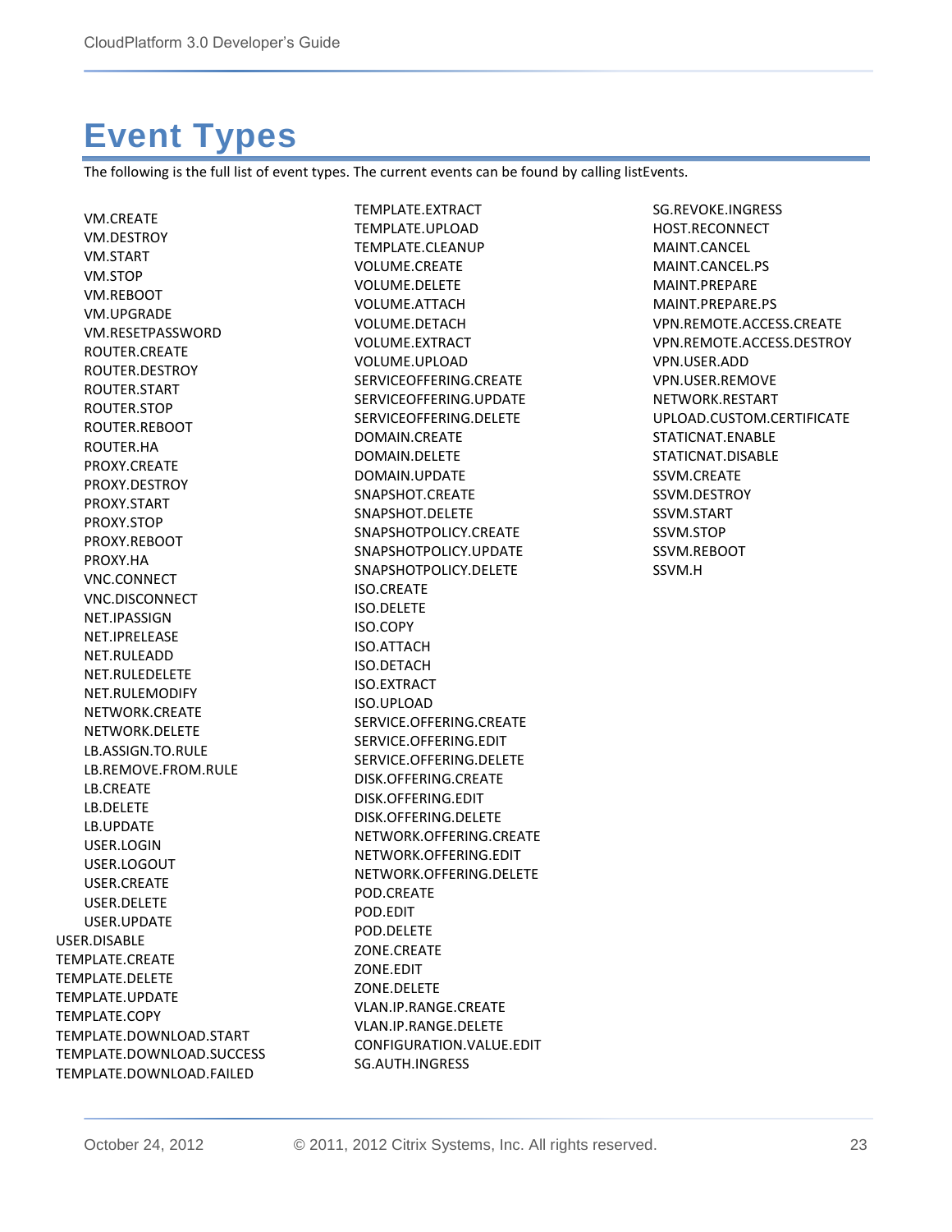# Event Types

The following is the full list of event types. The current events can be found by calling listEvents.

- VM.CREATE
- VM.DESTROY
- VM.START
- VM.STOP
- VM.REBOOT
- VM.UPGRADE
- VM.RESETPASSWORD
- ROUTER.CREATE
- ROUTER.DESTROY
- ROUTER.START
- ROUTER.STOP
- ROUTER.REBOOT
- ROUTER.HA
- PROXY.CREATE
- PROXY.DESTROY
- PROXY.START
- PROXY.STOP
- PROXY.REBOOT
- PROXY.HA
- VNC.CONNECT
- VNC.DISCONNECT
- NET.IPASSIGN
- NET.IPRELEASE
- NET.RULEADD
- NET.RULEDELETE
- NET.RULEMODIFY
- NETWORK.CREATE
- NETWORK.DELETE
- LB.ASSIGN.TO.RULE
- LB.REMOVE.FROM.RULE
- LB.CREATE
- LB.DELETE
- LB.UPDATE
- USER.LOGIN
- USER.LOGOUT
- USER.CREATE
- USER.DELETE
- USER.UPDATE
- USER.DISABLE
- TEMPLATE.CREATE
- TEMPLATE.DELETE
- TEMPLATE.UPDATE
- TEMPLATE.COPY
- TEMPLATE.DOWNLOAD.START
- TEMPLATE.DOWNLOAD.SUCCESS
- TEMPLATE.DOWNLOAD.FAILED
- TEMPLATE.EXTRACT
- TEMPLATE.UPLOAD
- TEMPLATE.CLEANUP
- VOLUME.CREATE
- VOLUME.DELETE
- VOLUME.ATTACH
- VOLUME.DETACH
- VOLUME.EXTRACT
- VOLUME.UPLOAD
- SERVICEOFFERING.CREATE
- SERVICEOFFERING.UPDATE
- SERVICEOFFERING.DELETE
- DOMAIN.CREATE
- DOMAIN.DELETE
- DOMAIN.UPDATE
- SNAPSHOT.CREATE
- SNAPSHOT.DELETE
- SNAPSHOTPOLICY.CREATE
- SNAPSHOTPOLICY.UPDATE
- SNAPSHOTPOLICY.DELETE
- ISO.CREATE
- ISO.DELETE
- ISO.COPY
- ISO.ATTACH
- ISO.DETACH
- ISO.EXTRACT
- ISO.UPLOAD
- SERVICE.OFFERING.CREATE
- SERVICE.OFFERING.EDIT
- SERVICE.OFFERING.DELETE
- DISK.OFFERING.CREATE
- DISK.OFFERING.EDIT
- DISK.OFFERING.DELETE
- NETWORK.OFFERING.CREATE
- NETWORK.OFFERING.EDIT
- NETWORK.OFFERING.DELETE
- POD.CREATE
- POD.EDIT
- POD.DELETE
- ZONE.CREATE
- ZONE.EDIT
- ZONE.DELETE
- VLAN.IP.RANGE.CREATE
- VLAN.IP.RANGE.DELETE
- CONFIGURATION.VALUE.EDIT
- SG.AUTH.INGRESS
- SG.REVOKE.INGRESS
- HOST.RECONNECT
- MAINT.CANCEL
- MAINT.CANCEL.PS
- MAINT.PREPARE
- MAINT.PREPARE.PS
- VPN.REMOTE.ACCESS.CREATE
- VPN.REMOTE.ACCESS.DESTROY
- VPN.USER.ADD
- VPN.USER.REMOVE
- NETWORK.RESTART
- UPLOAD.CUSTOM.CERTIFICATE
- STATICNAT.ENABLE
- STATICNAT.DISABLE
- SSVM.CREATE
- SSVM.DESTROY
- SSVM.START
- SSVM.STOP
- SSVM.REBOOT
- SSVM.H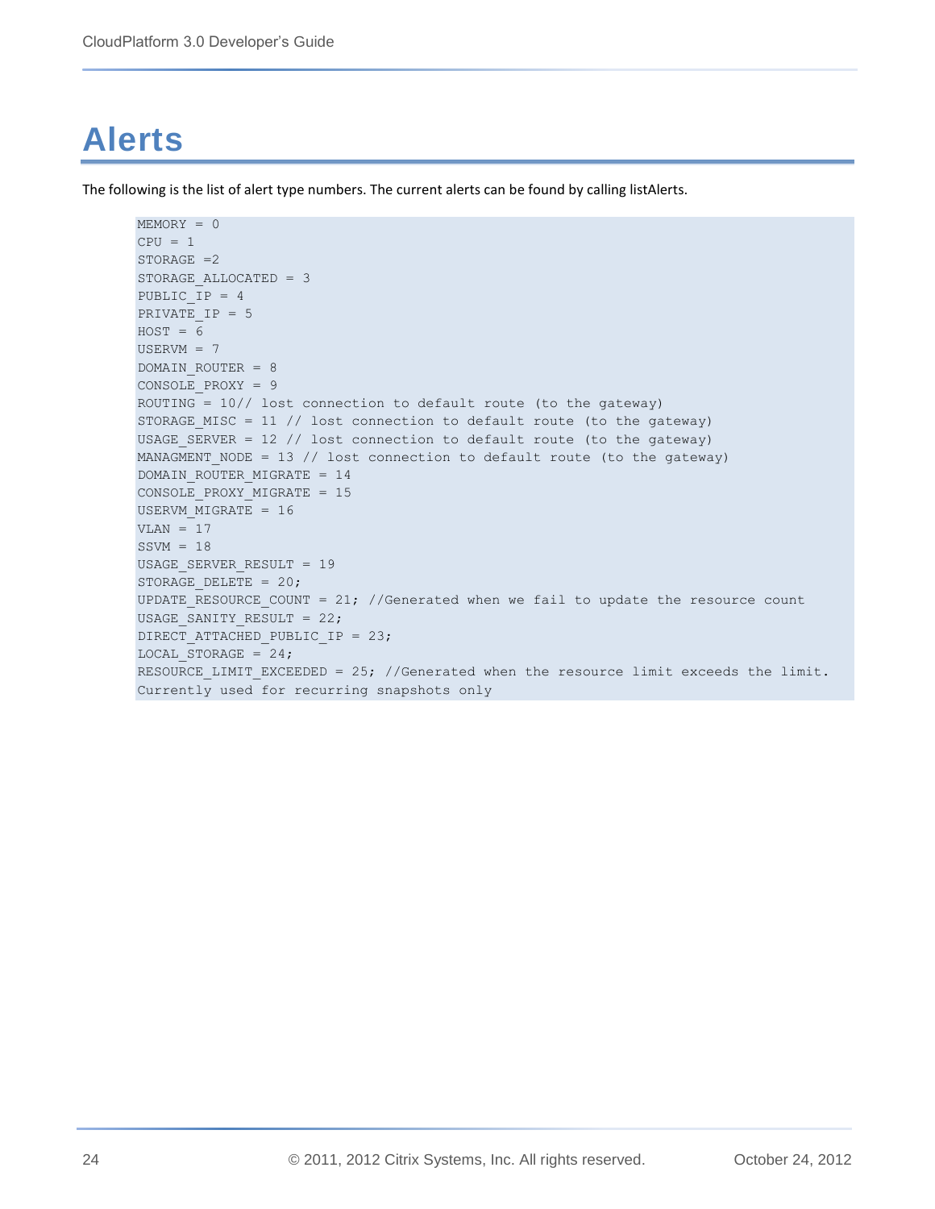# Alerts

The following is the list of alert type numbers. The current alerts can be found by calling listAlerts.

```
MEMORY = 0
CPU = 1
STORAGE =2
STORAGE_ALLOCATED = 3
PUBLIC_IP = 4
PRIVATE_IP = 5
HOST = 6
USERVM = 7
DOMAIN_ROUTER = 8
CONSOLE_PROXY = 9
ROUTING = 10// lost connection to default route (to the gateway)
STORAGE_MISC = 11 // lost connection to default route (to the gateway)
USAGE_SERVER = 12 // lost connection to default route (to the gateway)
MANAGMENT_NODE = 13 // lost connection to default route (to the gateway)
DOMAIN_ROUTER_MIGRATE = 14
CONSOLE_PROXY_MIGRATE = 15
USERVM_MIGRATE = 16
VLAN = 17
SSVM = 18
USAGE_SERVER_RESULT = 19
STORAGE_DELETE = 20;
UPDATE_RESOURCE_COUNT = 21; //Generated when we fail to update the resource count
USAGE_SANITY_RESULT = 22;
DIRECT_ATTACHED_PUBLIC_IP = 23;
LOCAL_STORAGE = 24;
RESOURCE_LIMIT_EXCEEDED = 25; //Generated when the resource limit exceeds the limit.
Currently used for recurring snapshots only
```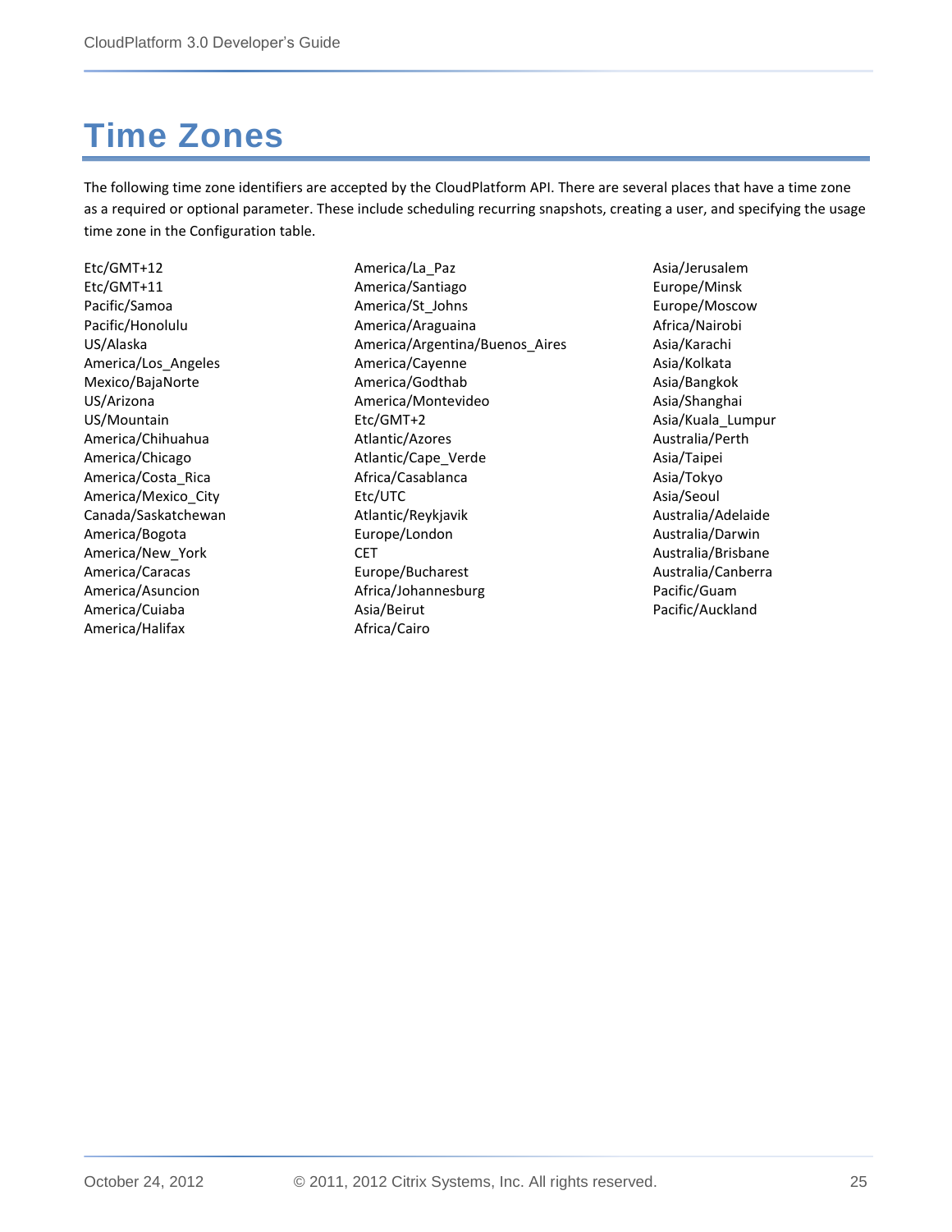# Time Zones

The following time zone identifiers are accepted by the CloudPlatform API. There are several places that have a time zone as a required or optional parameter. These include scheduling recurring snapshots, creating a user, and specifying the usage time zone in the Configuration table.

Etc/GMT+12
Etc/GMT+11
Pacific/Samoa
Pacific/Honolulu
US/Alaska
America/Los_Angeles
Mexico/BajaNorte
US/Arizona
US/Mountain
America/Chihuahua
America/Chicago
America/Costa_Rica
America/Mexico_City
Canada/Saskatchewan
America/Bogota
America/New_York
America/Caracas
America/Asuncion
America/Cuiaba
America/Halifax
America/La_Paz
America/Santiago
America/St_Johns
America/Araguaina
America/Argentina/Buenos_Aires
America/Cayenne
America/Godthab
America/Montevideo
Etc/GMT+2
Atlantic/Azores
Atlantic/Cape_Verde
Africa/Casablanca
Etc/UTC
Atlantic/Reykjavik
Europe/London
CET
Europe/Bucharest
Africa/Johannesburg
Asia/Beirut
Africa/Cairo
Asia/Jerusalem
Europe/Minsk
Europe/Moscow
Africa/Nairobi
Asia/Karachi
Asia/Kolkata
Asia/Bangkok
Asia/Shanghai
Asia/Kuala_Lumpur
Australia/Perth
Asia/Taipei
Asia/Tokyo
Asia/Seoul
Australia/Adelaide
Australia/Darwin
Australia/Brisbane
Australia/Canberra
Pacific/Guam
Pacific/Auckland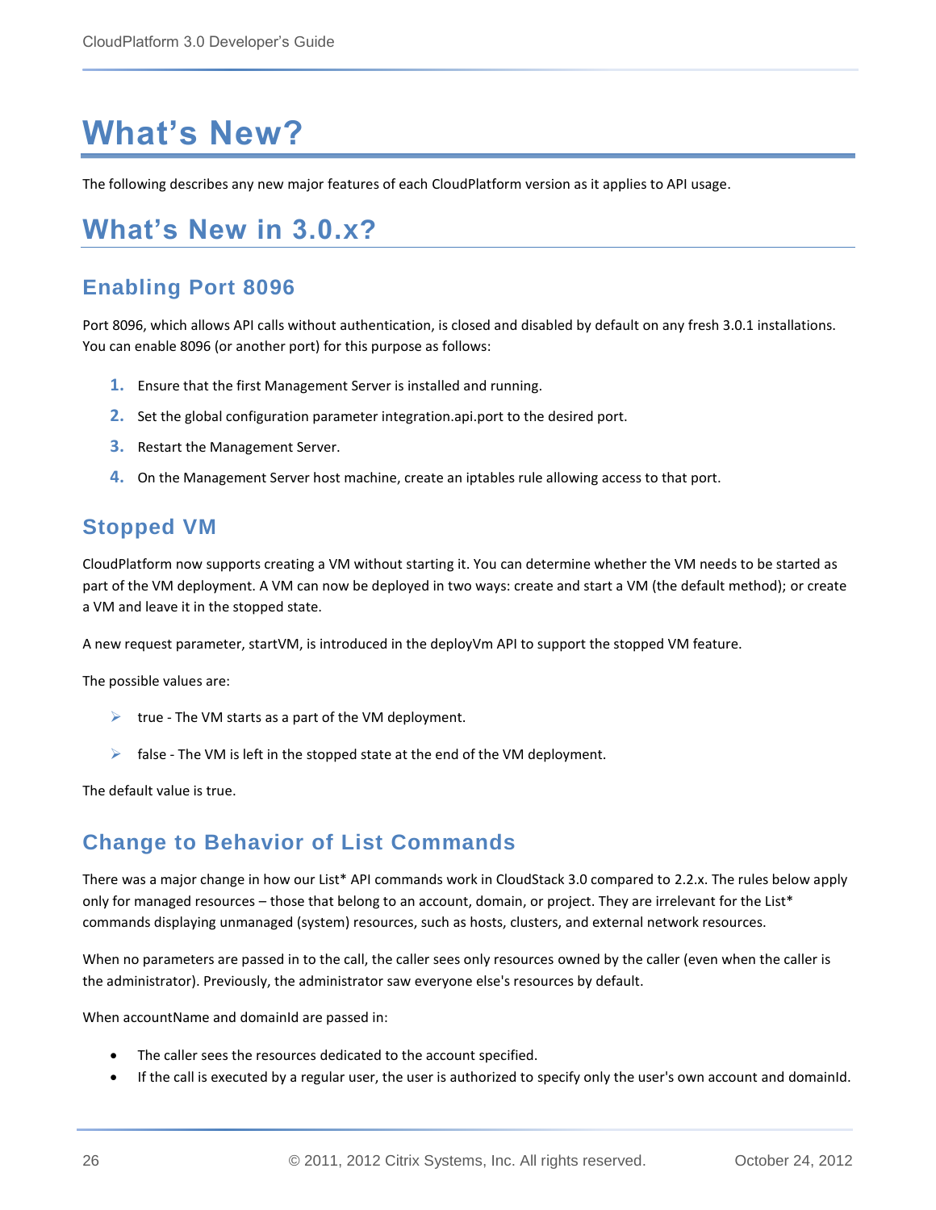# What's New?

The following describes any new major features of each CloudPlatform version as it applies to API usage.

## What's New in 3.0.x?

### Enabling Port 8096

Port 8096, which allows API calls without authentication, is closed and disabled by default on any fresh 3.0.1 installations. You can enable 8096 (or another port) for this purpose as follows:

1. Ensure that the first Management Server is installed and running.
2. Set the global configuration parameter integration.api.port to the desired port.
3. Restart the Management Server.
4. On the Management Server host machine, create an iptables rule allowing access to that port.

### Stopped VM

CloudPlatform now supports creating a VM without starting it. You can determine whether the VM needs to be started as part of the VM deployment. A VM can now be deployed in two ways: create and start a VM (the default method); or create a VM and leave it in the stopped state.

A new request parameter, startVM, is introduced in the deployVm API to support the stopped VM feature.

The possible values are:

- true - The VM starts as a part of the VM deployment.
- false - The VM is left in the stopped state at the end of the VM deployment.

The default value is true.

### Change to Behavior of List Commands

There was a major change in how our List* API commands work in CloudStack 3.0 compared to 2.2.x. The rules below apply only for managed resources – those that belong to an account, domain, or project. They are irrelevant for the List* commands displaying unmanaged (system) resources, such as hosts, clusters, and external network resources.

When no parameters are passed in to the call, the caller sees only resources owned by the caller (even when the caller is the administrator). Previously, the administrator saw everyone else's resources by default.

When accountName and domainId are passed in:

- The caller sees the resources dedicated to the account specified.
- If the call is executed by a regular user, the user is authorized to specify only the user's own account and domainId.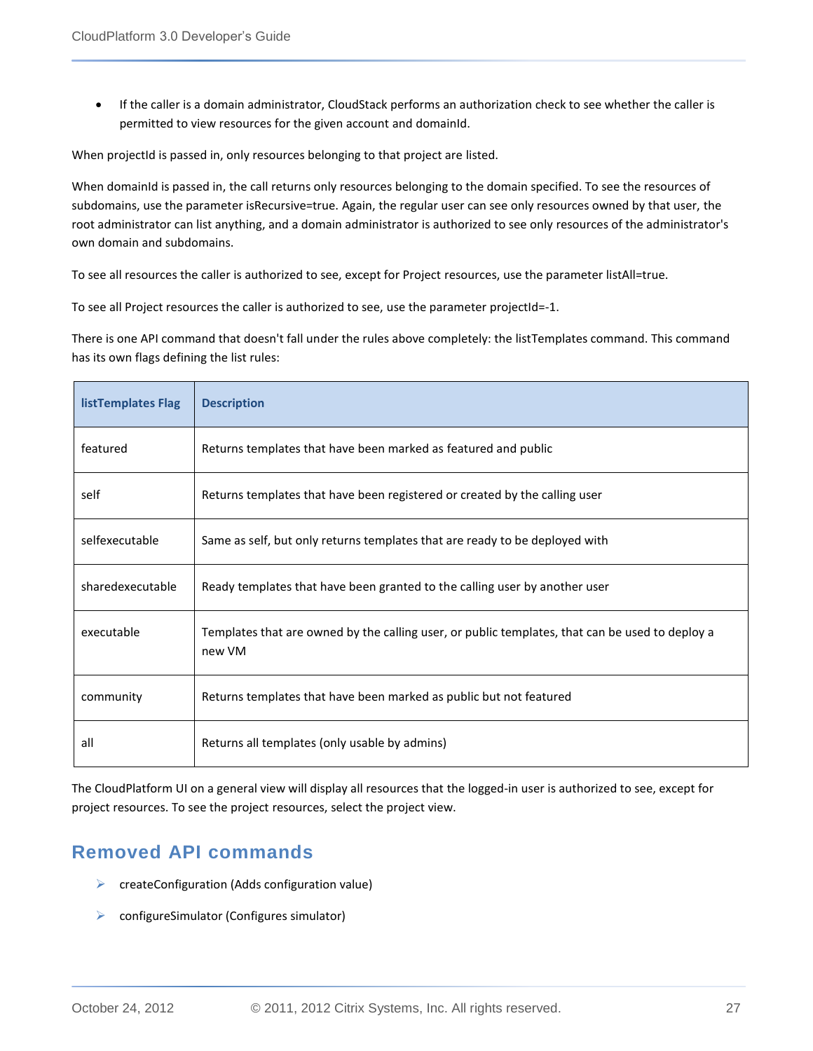- If the caller is a domain administrator, CloudStack performs an authorization check to see whether the caller is permitted to view resources for the given account and domainId.

When projectId is passed in, only resources belonging to that project are listed.

When domainId is passed in, the call returns only resources belonging to the domain specified. To see the resources of subdomains, use the parameter isRecursive=true. Again, the regular user can see only resources owned by that user, the root administrator can list anything, and a domain administrator is authorized to see only resources of the administrator's own domain and subdomains.

To see all resources the caller is authorized to see, except for Project resources, use the parameter listAll=true.

To see all Project resources the caller is authorized to see, use the parameter projectId=-1.

There is one API command that doesn't fall under the rules above completely: the listTemplates command. This command has its own flags defining the list rules:

| listTemplates Flag | Description |
|---|---|
| featured | Returns templates that have been marked as featured and public |
| self | Returns templates that have been registered or created by the calling user |
| selfexecutable | Same as self, but only returns templates that are ready to be deployed with |
| sharedexecutable | Ready templates that have been granted to the calling user by another user |
| executable | Templates that are owned by the calling user, or public templates, that can be used to deploy a new VM |
| community | Returns templates that have been marked as public but not featured |
| all | Returns all templates (only usable by admins) |

The CloudPlatform UI on a general view will display all resources that the logged-in user is authorized to see, except for project resources. To see the project resources, select the project view.

## Removed API commands

- createConfiguration (Adds configuration value)
- configureSimulator (Configures simulator)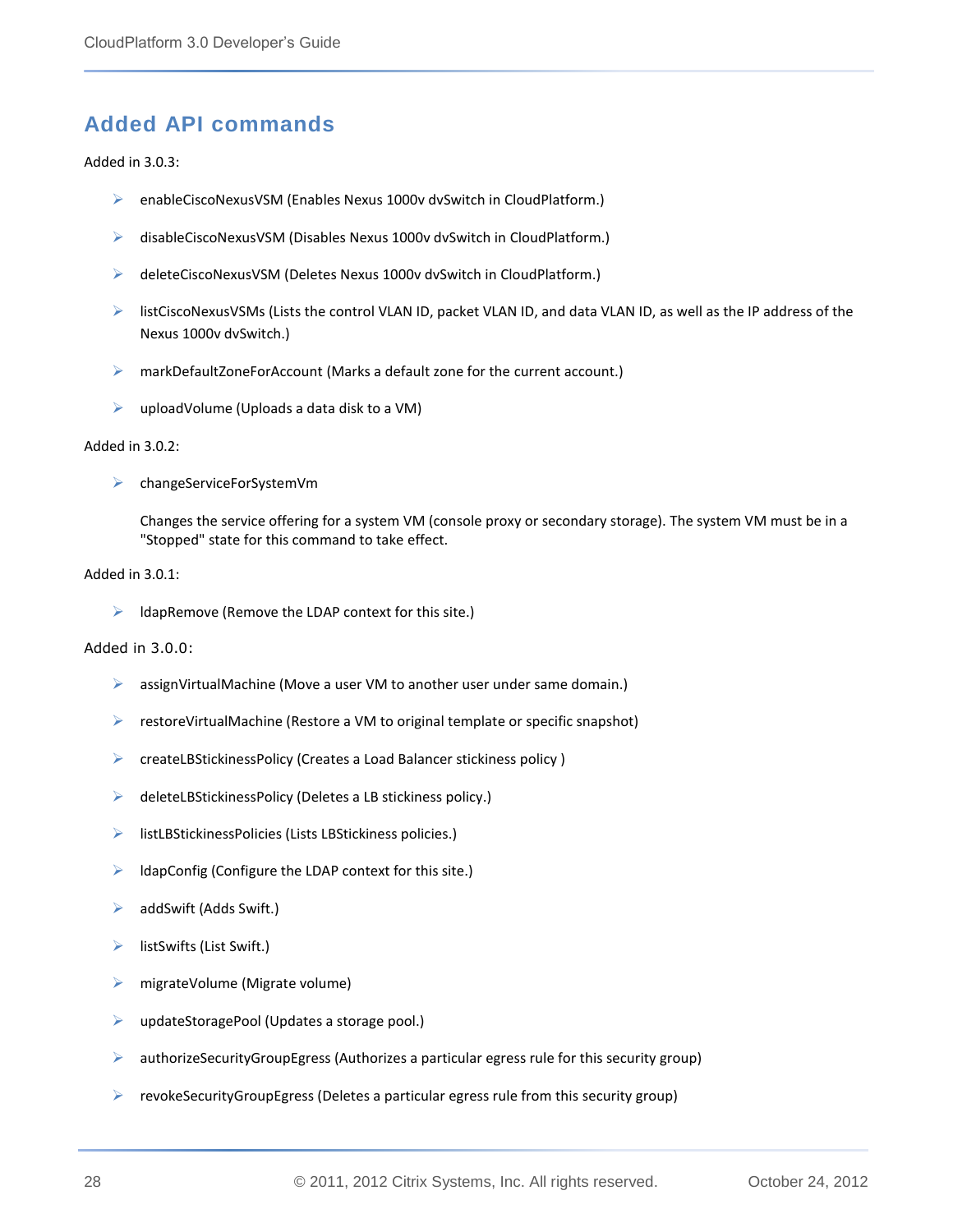## Added API commands

Added in 3.0.3:

- enableCiscoNexusVSM (Enables Nexus 1000v dvSwitch in CloudPlatform.)
- disableCiscoNexusVSM (Disables Nexus 1000v dvSwitch in CloudPlatform.)
- deleteCiscoNexusVSM (Deletes Nexus 1000v dvSwitch in CloudPlatform.)
- listCiscoNexusVSMs (Lists the control VLAN ID, packet VLAN ID, and data VLAN ID, as well as the IP address of the Nexus 1000v dvSwitch.)
- markDefaultZoneForAccount (Marks a default zone for the current account.)
- uploadVolume (Uploads a data disk to a VM)

Added in 3.0.2:

- changeServiceForSystemVm

  Changes the service offering for a system VM (console proxy or secondary storage). The system VM must be in a "Stopped" state for this command to take effect.

Added in 3.0.1:

- ldapRemove (Remove the LDAP context for this site.)

Added in 3.0.0:

- assignVirtualMachine (Move a user VM to another user under same domain.)
- restoreVirtualMachine (Restore a VM to original template or specific snapshot)
- createLBStickinessPolicy (Creates a Load Balancer stickiness policy )
- deleteLBStickinessPolicy (Deletes a LB stickiness policy.)
- listLBStickinessPolicies (Lists LBStickiness policies.)
- ldapConfig (Configure the LDAP context for this site.)
- addSwift (Adds Swift.)
- listSwifts (List Swift.)
- migrateVolume (Migrate volume)
- updateStoragePool (Updates a storage pool.)
- authorizeSecurityGroupEgress (Authorizes a particular egress rule for this security group)
- revokeSecurityGroupEgress (Deletes a particular egress rule from this security group)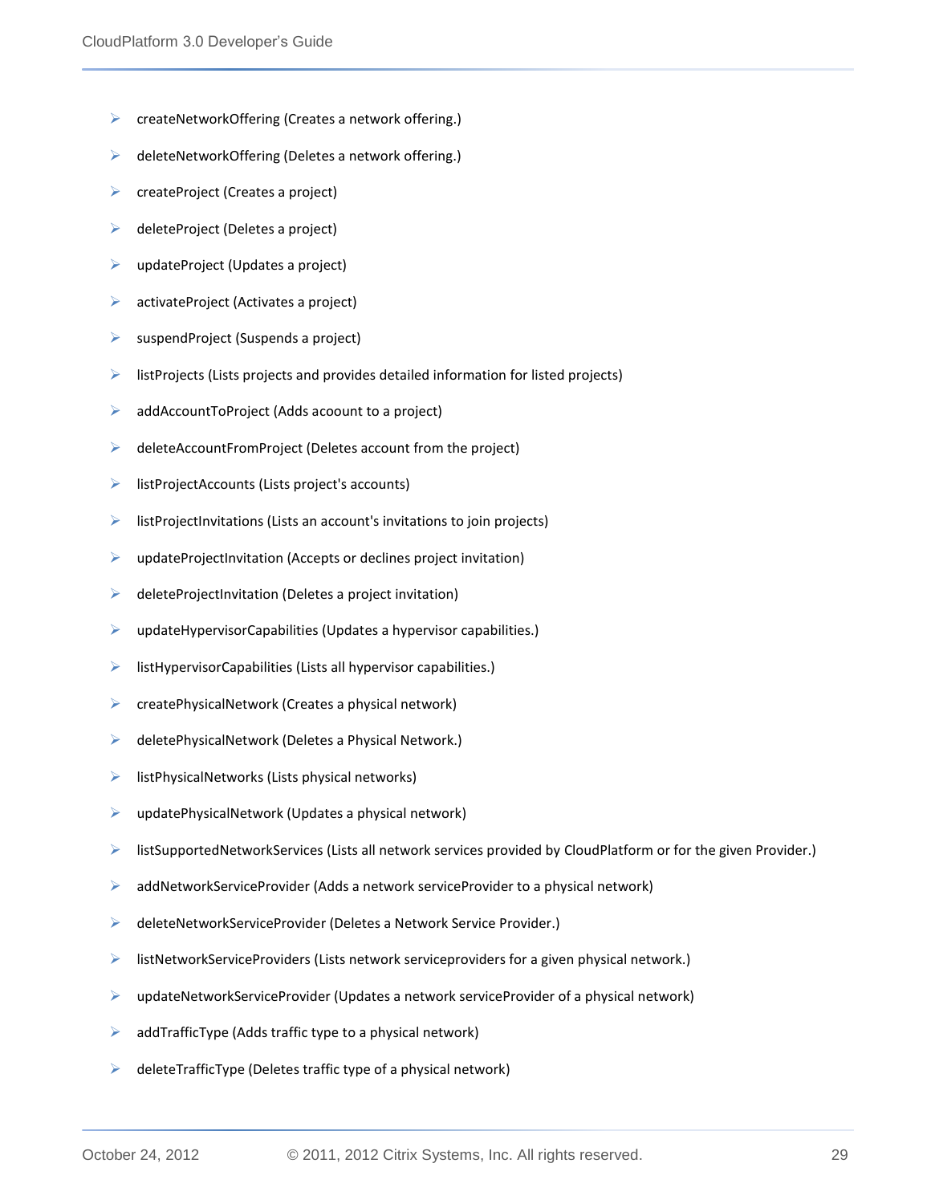- createNetworkOffering (Creates a network offering.)
- deleteNetworkOffering (Deletes a network offering.)
- createProject (Creates a project)
- deleteProject (Deletes a project)
- updateProject (Updates a project)
- activateProject (Activates a project)
- suspendProject (Suspends a project)
- listProjects (Lists projects and provides detailed information for listed projects)
- addAccountToProject (Adds acoount to a project)
- deleteAccountFromProject (Deletes account from the project)
- listProjectAccounts (Lists project's accounts)
- listProjectInvitations (Lists an account's invitations to join projects)
- updateProjectInvitation (Accepts or declines project invitation)
- deleteProjectInvitation (Deletes a project invitation)
- updateHypervisorCapabilities (Updates a hypervisor capabilities.)
- listHypervisorCapabilities (Lists all hypervisor capabilities.)
- createPhysicalNetwork (Creates a physical network)
- deletePhysicalNetwork (Deletes a Physical Network.)
- listPhysicalNetworks (Lists physical networks)
- updatePhysicalNetwork (Updates a physical network)
- listSupportedNetworkServices (Lists all network services provided by CloudPlatform or for the given Provider.)
- addNetworkServiceProvider (Adds a network serviceProvider to a physical network)
- deleteNetworkServiceProvider (Deletes a Network Service Provider.)
- listNetworkServiceProviders (Lists network serviceproviders for a given physical network.)
- updateNetworkServiceProvider (Updates a network serviceProvider of a physical network)
- addTrafficType (Adds traffic type to a physical network)
- deleteTrafficType (Deletes traffic type of a physical network)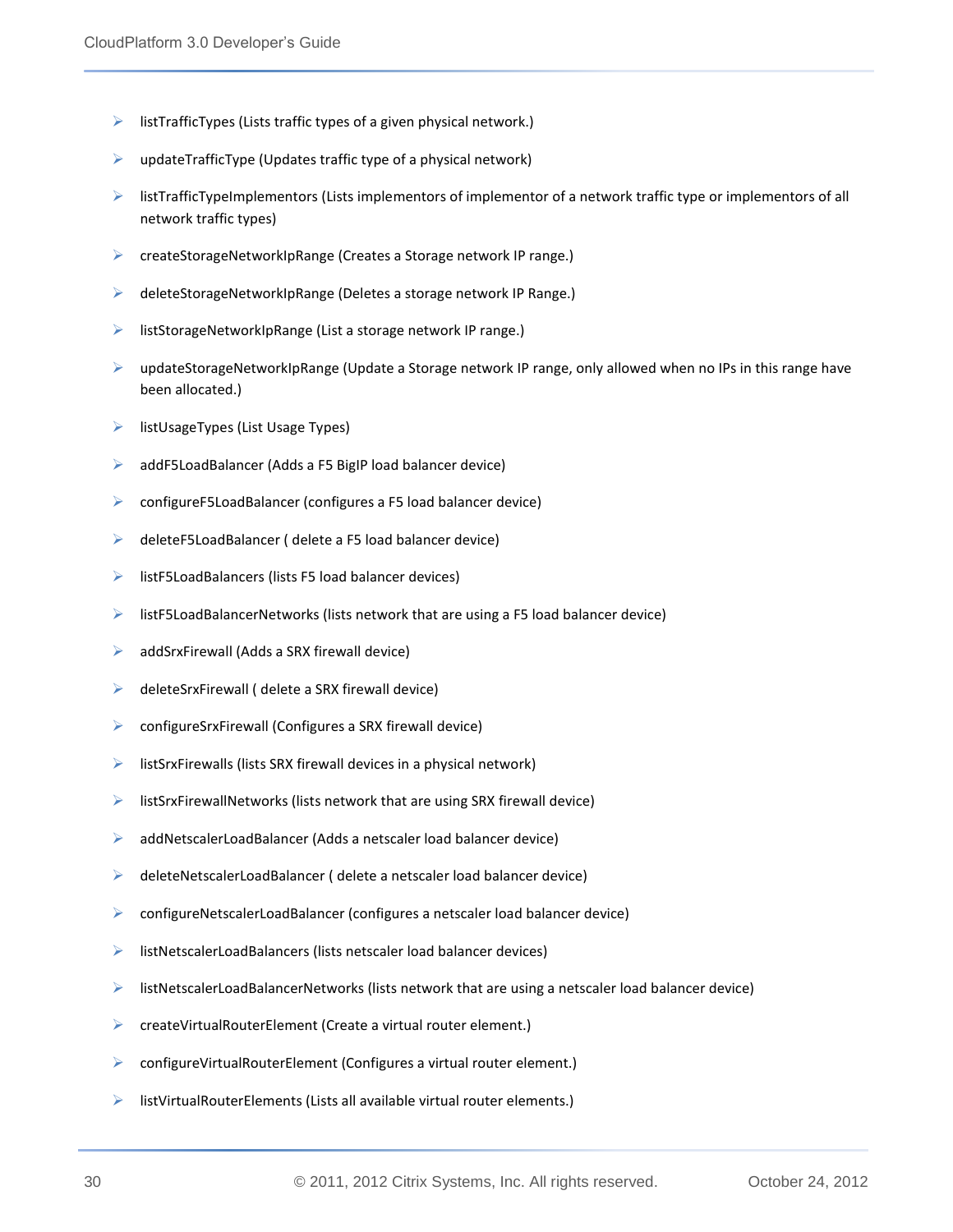- listTrafficTypes (Lists traffic types of a given physical network.)
- updateTrafficType (Updates traffic type of a physical network)
- listTrafficTypeImplementors (Lists implementors of implementor of a network traffic type or implementors of all network traffic types)
- createStorageNetworkIpRange (Creates a Storage network IP range.)
- deleteStorageNetworkIpRange (Deletes a storage network IP Range.)
- listStorageNetworkIpRange (List a storage network IP range.)
- updateStorageNetworkIpRange (Update a Storage network IP range, only allowed when no IPs in this range have been allocated.)
- listUsageTypes (List Usage Types)
- addF5LoadBalancer (Adds a F5 BigIP load balancer device)
- configureF5LoadBalancer (configures a F5 load balancer device)
- deleteF5LoadBalancer ( delete a F5 load balancer device)
- listF5LoadBalancers (lists F5 load balancer devices)
- listF5LoadBalancerNetworks (lists network that are using a F5 load balancer device)
- addSrxFirewall (Adds a SRX firewall device)
- deleteSrxFirewall ( delete a SRX firewall device)
- configureSrxFirewall (Configures a SRX firewall device)
- listSrxFirewalls (lists SRX firewall devices in a physical network)
- listSrxFirewallNetworks (lists network that are using SRX firewall device)
- addNetscalerLoadBalancer (Adds a netscaler load balancer device)
- deleteNetscalerLoadBalancer ( delete a netscaler load balancer device)
- configureNetscalerLoadBalancer (configures a netscaler load balancer device)
- listNetscalerLoadBalancers (lists netscaler load balancer devices)
- listNetscalerLoadBalancerNetworks (lists network that are using a netscaler load balancer device)
- createVirtualRouterElement (Create a virtual router element.)
- configureVirtualRouterElement (Configures a virtual router element.)
- listVirtualRouterElements (Lists all available virtual router elements.)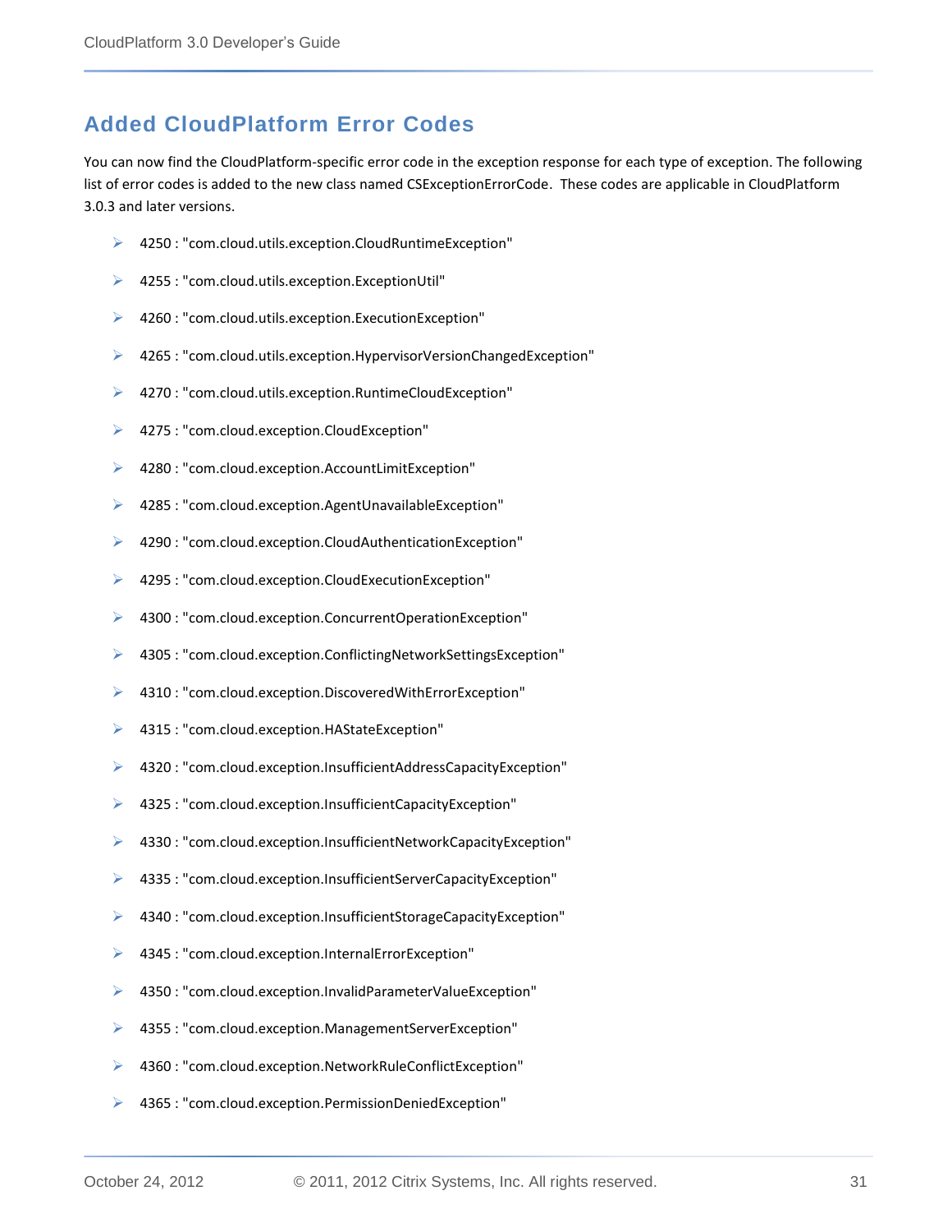## Added CloudPlatform Error Codes

You can now find the CloudPlatform-specific error code in the exception response for each type of exception. The following list of error codes is added to the new class named CSExceptionErrorCode. These codes are applicable in CloudPlatform 3.0.3 and later versions.

- 4250 : "com.cloud.utils.exception.CloudRuntimeException"
- 4255 : "com.cloud.utils.exception.ExceptionUtil"
- 4260 : "com.cloud.utils.exception.ExecutionException"
- 4265 : "com.cloud.utils.exception.HypervisorVersionChangedException"
- 4270 : "com.cloud.utils.exception.RuntimeCloudException"
- 4275 : "com.cloud.exception.CloudException"
- 4280 : "com.cloud.exception.AccountLimitException"
- 4285 : "com.cloud.exception.AgentUnavailableException"
- 4290 : "com.cloud.exception.CloudAuthenticationException"
- 4295 : "com.cloud.exception.CloudExecutionException"
- 4300 : "com.cloud.exception.ConcurrentOperationException"
- 4305 : "com.cloud.exception.ConflictingNetworkSettingsException"
- 4310 : "com.cloud.exception.DiscoveredWithErrorException"
- 4315 : "com.cloud.exception.HAStateException"
- 4320 : "com.cloud.exception.InsufficientAddressCapacityException"
- 4325 : "com.cloud.exception.InsufficientCapacityException"
- 4330 : "com.cloud.exception.InsufficientNetworkCapacityException"
- 4335 : "com.cloud.exception.InsufficientServerCapacityException"
- 4340 : "com.cloud.exception.InsufficientStorageCapacityException"
- 4345 : "com.cloud.exception.InternalErrorException"
- 4350 : "com.cloud.exception.InvalidParameterValueException"
- 4355 : "com.cloud.exception.ManagementServerException"
- 4360 : "com.cloud.exception.NetworkRuleConflictException"
- 4365 : "com.cloud.exception.PermissionDeniedException"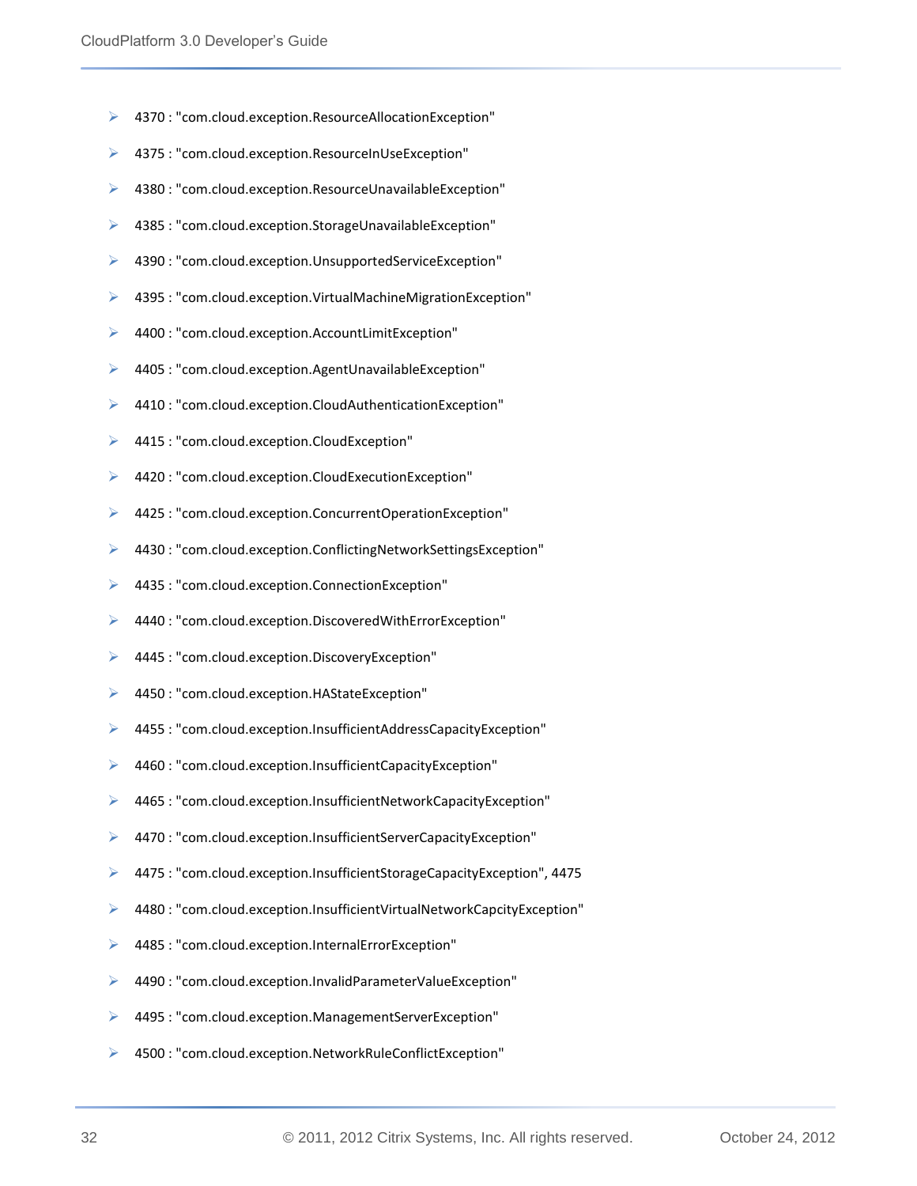- 4370 : "com.cloud.exception.ResourceAllocationException"
- 4375 : "com.cloud.exception.ResourceInUseException"
- 4380 : "com.cloud.exception.ResourceUnavailableException"
- 4385 : "com.cloud.exception.StorageUnavailableException"
- 4390 : "com.cloud.exception.UnsupportedServiceException"
- 4395 : "com.cloud.exception.VirtualMachineMigrationException"
- 4400 : "com.cloud.exception.AccountLimitException"
- 4405 : "com.cloud.exception.AgentUnavailableException"
- 4410 : "com.cloud.exception.CloudAuthenticationException"
- 4415 : "com.cloud.exception.CloudException"
- 4420 : "com.cloud.exception.CloudExecutionException"
- 4425 : "com.cloud.exception.ConcurrentOperationException"
- 4430 : "com.cloud.exception.ConflictingNetworkSettingsException"
- 4435 : "com.cloud.exception.ConnectionException"
- 4440 : "com.cloud.exception.DiscoveredWithErrorException"
- 4445 : "com.cloud.exception.DiscoveryException"
- 4450 : "com.cloud.exception.HAStateException"
- 4455 : "com.cloud.exception.InsufficientAddressCapacityException"
- 4460 : "com.cloud.exception.InsufficientCapacityException"
- 4465 : "com.cloud.exception.InsufficientNetworkCapacityException"
- 4470 : "com.cloud.exception.InsufficientServerCapacityException"
- 4475 : "com.cloud.exception.InsufficientStorageCapacityException", 4475
- 4480 : "com.cloud.exception.InsufficientVirtualNetworkCapcityException"
- 4485 : "com.cloud.exception.InternalErrorException"
- 4490 : "com.cloud.exception.InvalidParameterValueException"
- 4495 : "com.cloud.exception.ManagementServerException"
- 4500 : "com.cloud.exception.NetworkRuleConflictException"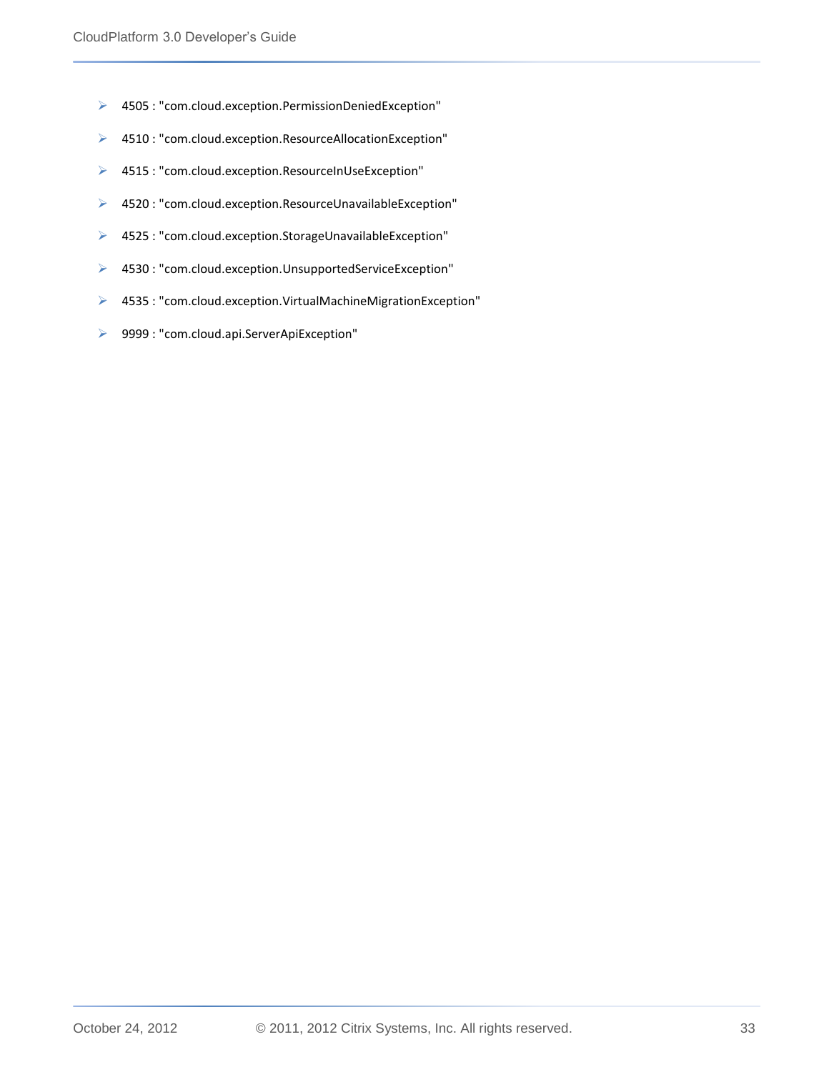- 4505 : "com.cloud.exception.PermissionDeniedException"
- 4510 : "com.cloud.exception.ResourceAllocationException"
- 4515 : "com.cloud.exception.ResourceInUseException"
- 4520 : "com.cloud.exception.ResourceUnavailableException"
- 4525 : "com.cloud.exception.StorageUnavailableException"
- 4530 : "com.cloud.exception.UnsupportedServiceException"
- 4535 : "com.cloud.exception.VirtualMachineMigrationException"
- 9999 : "com.cloud.api.ServerApiException"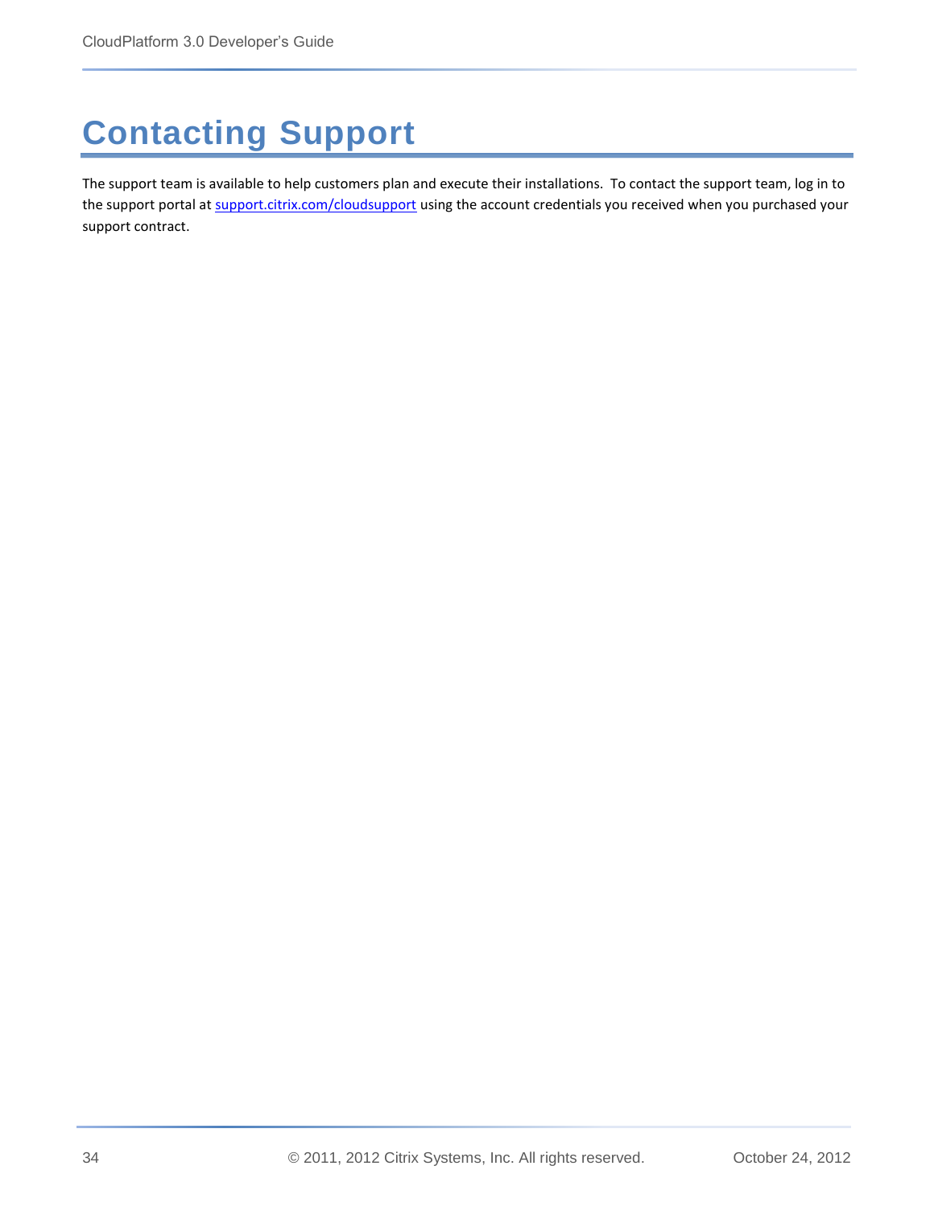# Contacting Support

The support team is available to help customers plan and execute their installations. To contact the support team, log in to the support portal at [support.citrix.com/cloudsupport](support.citrix.com/cloudsupport) using the account credentials you received when you purchased your support contract.